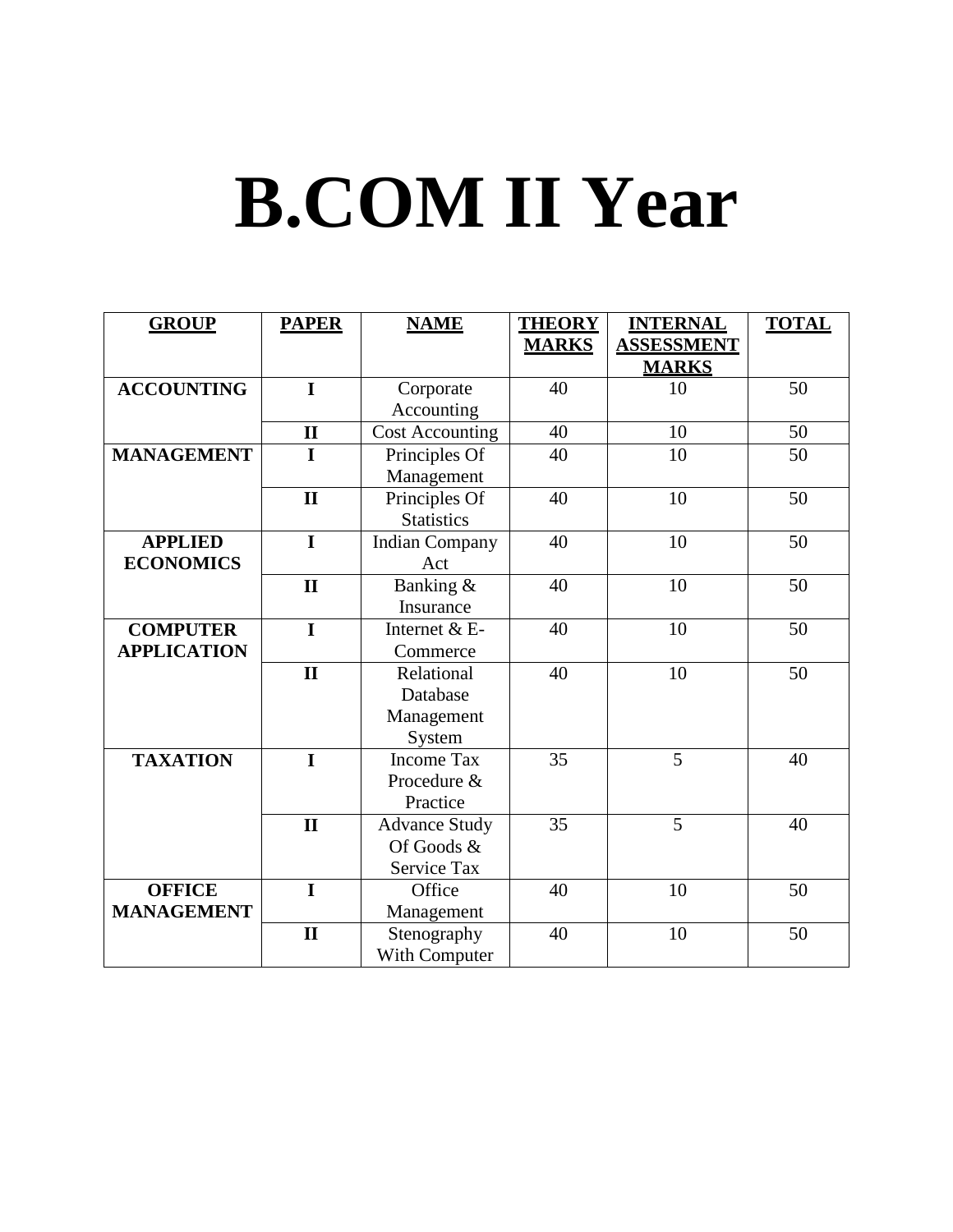# B.COM II Year

| GROUP | PAPER | NAME | THEORY MARKS | INTERNAL ASSESSMENT MARKS | TOTAL |
|---|---|---|---|---|---|
| **ACCOUNTING** | **I** | Corporate Accounting | 40 | 10 | 50 |
| | **II** | Cost Accounting | 40 | 10 | 50 |
| **MANAGEMENT** | **I** | Principles Of Management | 40 | 10 | 50 |
| | **II** | Principles Of Statistics | 40 | 10 | 50 |
| **APPLIED ECONOMICS** | **I** | Indian Company Act | 40 | 10 | 50 |
| | **II** | Banking & Insurance | 40 | 10 | 50 |
| **COMPUTER APPLICATION** | **I** | Internet & E-Commerce | 40 | 10 | 50 |
| | **II** | Relational Database Management System | 40 | 10 | 50 |
| **TAXATION** | **I** | Income Tax Procedure & Practice | 35 | 5 | 40 |
| | **II** | Advance Study Of Goods & Service Tax | 35 | 5 | 40 |
| **OFFICE MANAGEMENT** | **I** | Office Management | 40 | 10 | 50 |
| | **II** | Stenography With Computer | 40 | 10 | 50 |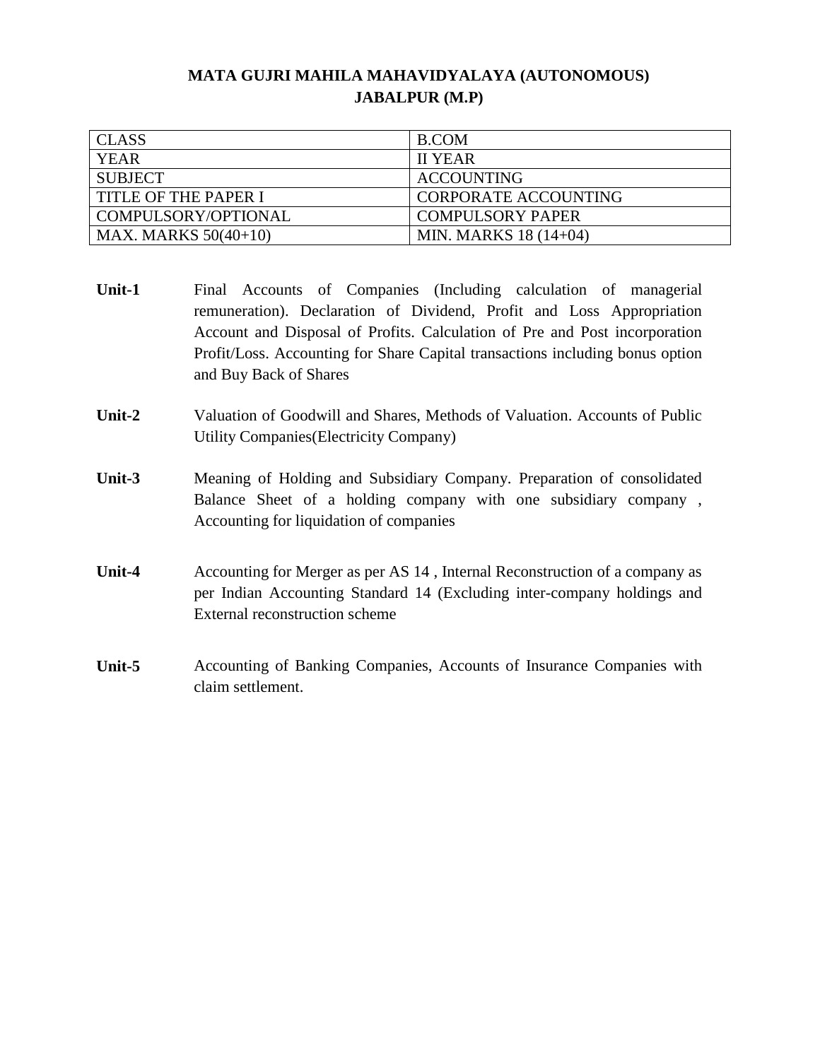**MATA GUJRI MAHILA MAHAVIDYALAYA (AUTONOMOUS)**
**JABALPUR (M.P)**

| | |
|---|---|
| CLASS | B.COM |
| YEAR | II YEAR |
| SUBJECT | ACCOUNTING |
| TITLE OF THE PAPER I | CORPORATE ACCOUNTING |
| COMPULSORY/OPTIONAL | COMPULSORY PAPER |
| MAX. MARKS 50(40+10) | MIN. MARKS 18 (14+04) |

**Unit-1** Final Accounts of Companies (Including calculation of managerial remuneration). Declaration of Dividend, Profit and Loss Appropriation Account and Disposal of Profits. Calculation of Pre and Post incorporation Profit/Loss. Accounting for Share Capital transactions including bonus option and Buy Back of Shares

**Unit-2** Valuation of Goodwill and Shares, Methods of Valuation. Accounts of Public Utility Companies(Electricity Company)

**Unit-3** Meaning of Holding and Subsidiary Company. Preparation of consolidated Balance Sheet of a holding company with one subsidiary company , Accounting for liquidation of companies

**Unit-4** Accounting for Merger as per AS 14 , Internal Reconstruction of a company as per Indian Accounting Standard 14 (Excluding inter-company holdings and External reconstruction scheme

**Unit-5** Accounting of Banking Companies, Accounts of Insurance Companies with claim settlement.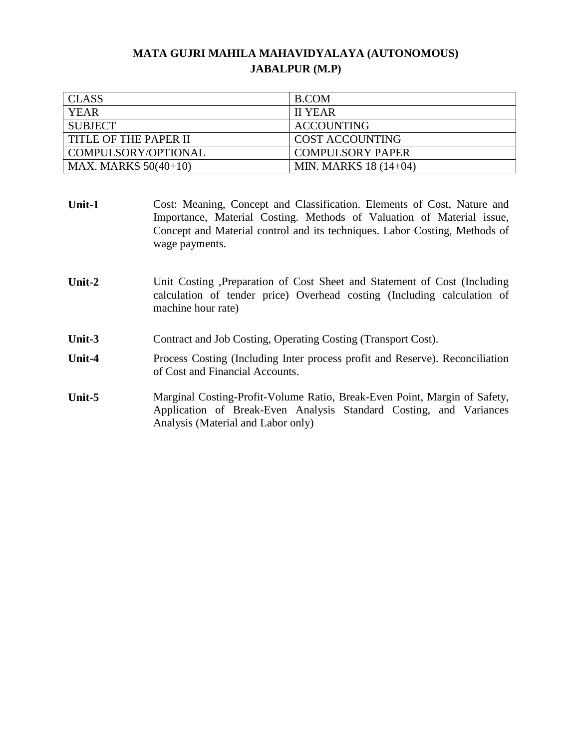**MATA GUJRI MAHILA MAHAVIDYALAYA (AUTONOMOUS)**
**JABALPUR (M.P)**

| | |
|---|---|
| CLASS | B.COM |
| YEAR | II YEAR |
| SUBJECT | ACCOUNTING |
| TITLE OF THE PAPER II | COST ACCOUNTING |
| COMPULSORY/OPTIONAL | COMPULSORY PAPER |
| MAX. MARKS 50(40+10) | MIN. MARKS 18 (14+04) |

**Unit-1** Cost: Meaning, Concept and Classification. Elements of Cost, Nature and Importance, Material Costing. Methods of Valuation of Material issue, Concept and Material control and its techniques. Labor Costing, Methods of wage payments.

**Unit-2** Unit Costing ,Preparation of Cost Sheet and Statement of Cost (Including calculation of tender price) Overhead costing (Including calculation of machine hour rate)

**Unit-3** Contract and Job Costing, Operating Costing (Transport Cost).

**Unit-4** Process Costing (Including Inter process profit and Reserve). Reconciliation of Cost and Financial Accounts.

**Unit-5** Marginal Costing-Profit-Volume Ratio, Break-Even Point, Margin of Safety, Application of Break-Even Analysis Standard Costing, and Variances Analysis (Material and Labor only)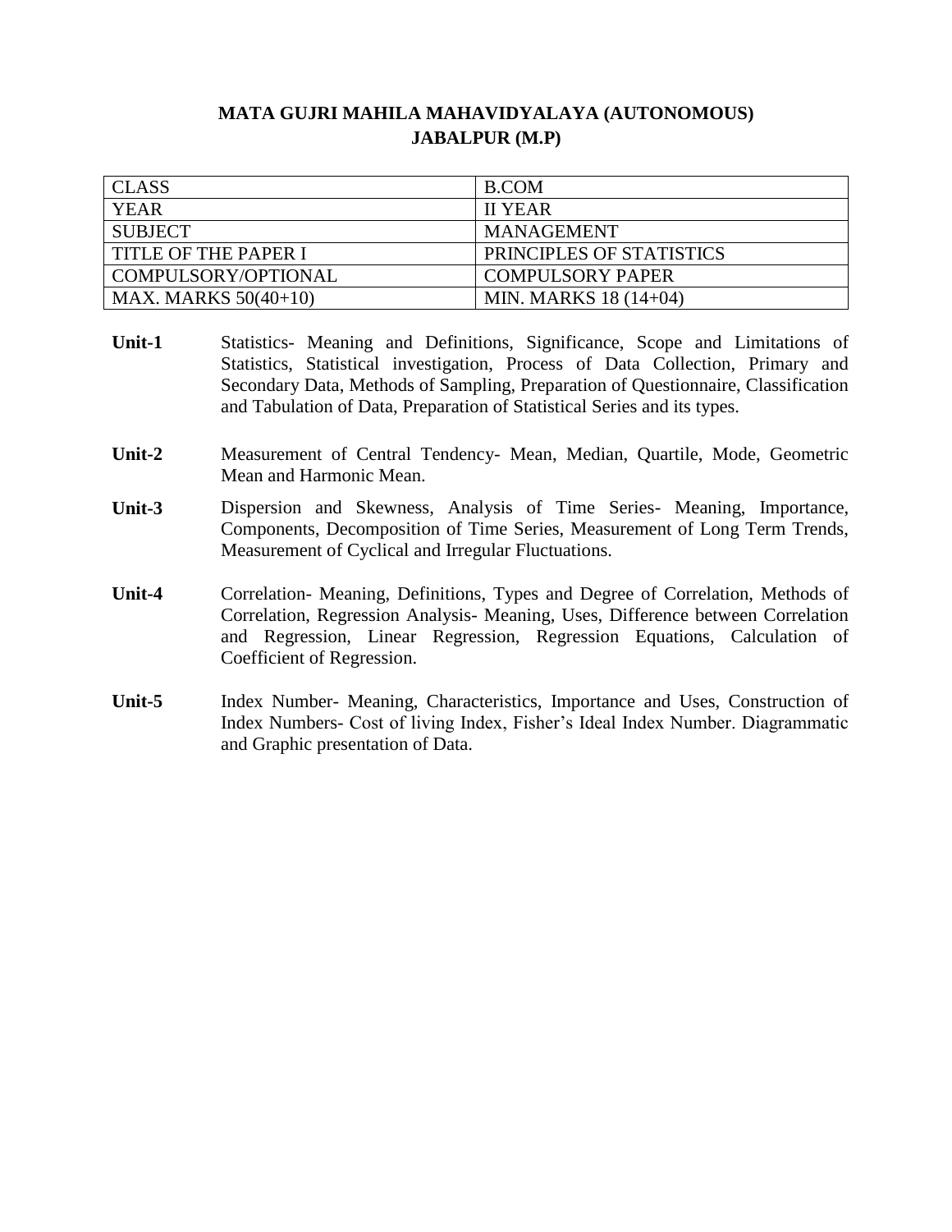**MATA GUJRI MAHILA MAHAVIDYALAYA (AUTONOMOUS)**
**JABALPUR (M.P)**

| | |
|---|---|
| CLASS | B.COM |
| YEAR | II YEAR |
| SUBJECT | MANAGEMENT |
| TITLE OF THE PAPER I | PRINCIPLES OF STATISTICS |
| COMPULSORY/OPTIONAL | COMPULSORY PAPER |
| MAX. MARKS 50(40+10) | MIN. MARKS 18 (14+04) |

**Unit-1** Statistics- Meaning and Definitions, Significance, Scope and Limitations of Statistics, Statistical investigation, Process of Data Collection, Primary and Secondary Data, Methods of Sampling, Preparation of Questionnaire, Classification and Tabulation of Data, Preparation of Statistical Series and its types.

**Unit-2** Measurement of Central Tendency- Mean, Median, Quartile, Mode, Geometric Mean and Harmonic Mean.

**Unit-3** Dispersion and Skewness, Analysis of Time Series- Meaning, Importance, Components, Decomposition of Time Series, Measurement of Long Term Trends, Measurement of Cyclical and Irregular Fluctuations.

**Unit-4** Correlation- Meaning, Definitions, Types and Degree of Correlation, Methods of Correlation, Regression Analysis- Meaning, Uses, Difference between Correlation and Regression, Linear Regression, Regression Equations, Calculation of Coefficient of Regression.

**Unit-5** Index Number- Meaning, Characteristics, Importance and Uses, Construction of Index Numbers- Cost of living Index, Fisher's Ideal Index Number. Diagrammatic and Graphic presentation of Data.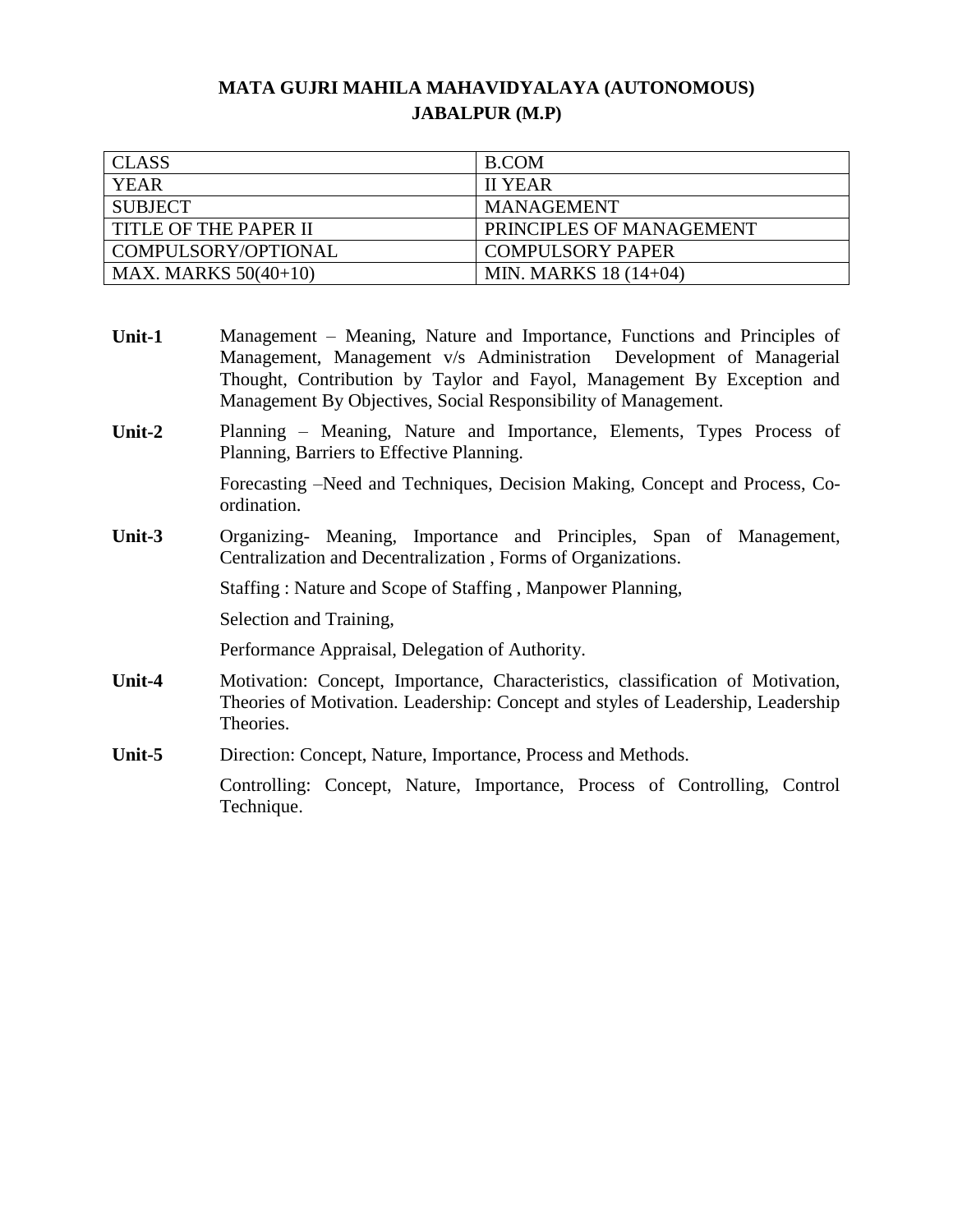**MATA GUJRI MAHILA MAHAVIDYALAYA (AUTONOMOUS)**
**JABALPUR (M.P)**

| | |
|---|---|
| CLASS | B.COM |
| YEAR | II YEAR |
| SUBJECT | MANAGEMENT |
| TITLE OF THE PAPER II | PRINCIPLES OF MANAGEMENT |
| COMPULSORY/OPTIONAL | COMPULSORY PAPER |
| MAX. MARKS 50(40+10) | MIN. MARKS 18 (14+04) |

**Unit-1** Management – Meaning, Nature and Importance, Functions and Principles of Management, Management v/s Administration Development of Managerial Thought, Contribution by Taylor and Fayol, Management By Exception and Management By Objectives, Social Responsibility of Management.

**Unit-2** Planning – Meaning, Nature and Importance, Elements, Types Process of Planning, Barriers to Effective Planning.

Forecasting –Need and Techniques, Decision Making, Concept and Process, Co-ordination.

**Unit-3** Organizing- Meaning, Importance and Principles, Span of Management, Centralization and Decentralization , Forms of Organizations.

Staffing : Nature and Scope of Staffing , Manpower Planning,

Selection and Training,

Performance Appraisal, Delegation of Authority.

**Unit-4** Motivation: Concept, Importance, Characteristics, classification of Motivation, Theories of Motivation. Leadership: Concept and styles of Leadership, Leadership Theories.

**Unit-5** Direction: Concept, Nature, Importance, Process and Methods.

Controlling: Concept, Nature, Importance, Process of Controlling, Control Technique.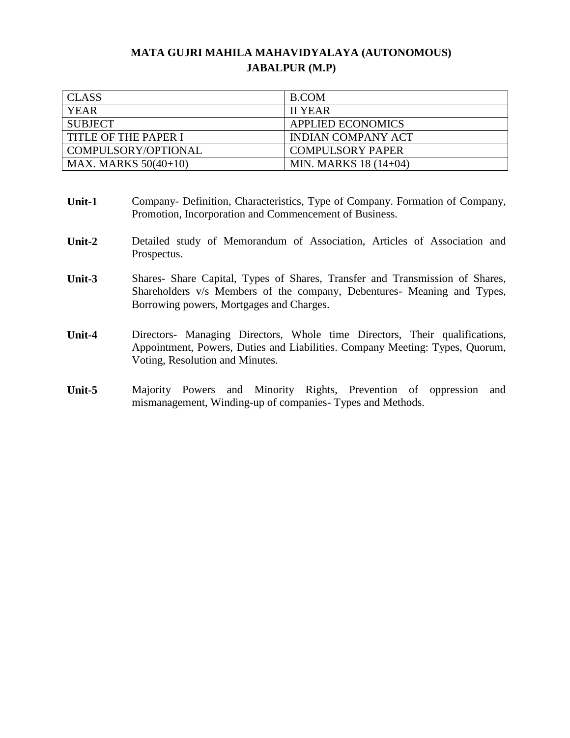**MATA GUJRI MAHILA MAHAVIDYALAYA (AUTONOMOUS)**
**JABALPUR (M.P)**

| | |
|---|---|
| CLASS | B.COM |
| YEAR | II YEAR |
| SUBJECT | APPLIED ECONOMICS |
| TITLE OF THE PAPER I | INDIAN COMPANY ACT |
| COMPULSORY/OPTIONAL | COMPULSORY PAPER |
| MAX. MARKS 50(40+10) | MIN. MARKS 18 (14+04) |

**Unit-1** Company- Definition, Characteristics, Type of Company. Formation of Company, Promotion, Incorporation and Commencement of Business.

**Unit-2** Detailed study of Memorandum of Association, Articles of Association and Prospectus.

**Unit-3** Shares- Share Capital, Types of Shares, Transfer and Transmission of Shares, Shareholders v/s Members of the company, Debentures- Meaning and Types, Borrowing powers, Mortgages and Charges.

**Unit-4** Directors- Managing Directors, Whole time Directors, Their qualifications, Appointment, Powers, Duties and Liabilities. Company Meeting: Types, Quorum, Voting, Resolution and Minutes.

**Unit-5** Majority Powers and Minority Rights, Prevention of oppression and mismanagement, Winding-up of companies- Types and Methods.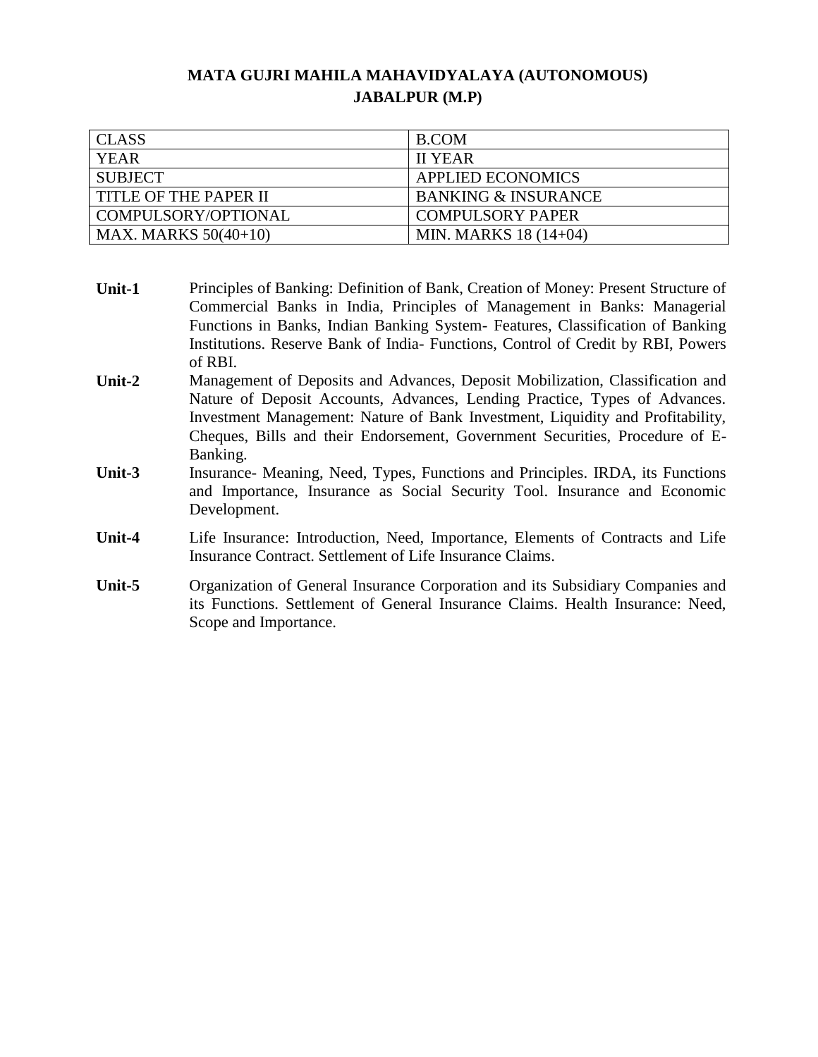**MATA GUJRI MAHILA MAHAVIDYALAYA (AUTONOMOUS)**
**JABALPUR (M.P)**

| | |
|---|---|
| CLASS | B.COM |
| YEAR | II YEAR |
| SUBJECT | APPLIED ECONOMICS |
| TITLE OF THE PAPER II | BANKING & INSURANCE |
| COMPULSORY/OPTIONAL | COMPULSORY PAPER |
| MAX. MARKS 50(40+10) | MIN. MARKS 18 (14+04) |

**Unit-1** Principles of Banking: Definition of Bank, Creation of Money: Present Structure of Commercial Banks in India, Principles of Management in Banks: Managerial Functions in Banks, Indian Banking System- Features, Classification of Banking Institutions. Reserve Bank of India- Functions, Control of Credit by RBI, Powers of RBI.

**Unit-2** Management of Deposits and Advances, Deposit Mobilization, Classification and Nature of Deposit Accounts, Advances, Lending Practice, Types of Advances. Investment Management: Nature of Bank Investment, Liquidity and Profitability, Cheques, Bills and their Endorsement, Government Securities, Procedure of E-Banking.

**Unit-3** Insurance- Meaning, Need, Types, Functions and Principles. IRDA, its Functions and Importance, Insurance as Social Security Tool. Insurance and Economic Development.

**Unit-4** Life Insurance: Introduction, Need, Importance, Elements of Contracts and Life Insurance Contract. Settlement of Life Insurance Claims.

**Unit-5** Organization of General Insurance Corporation and its Subsidiary Companies and its Functions. Settlement of General Insurance Claims. Health Insurance: Need, Scope and Importance.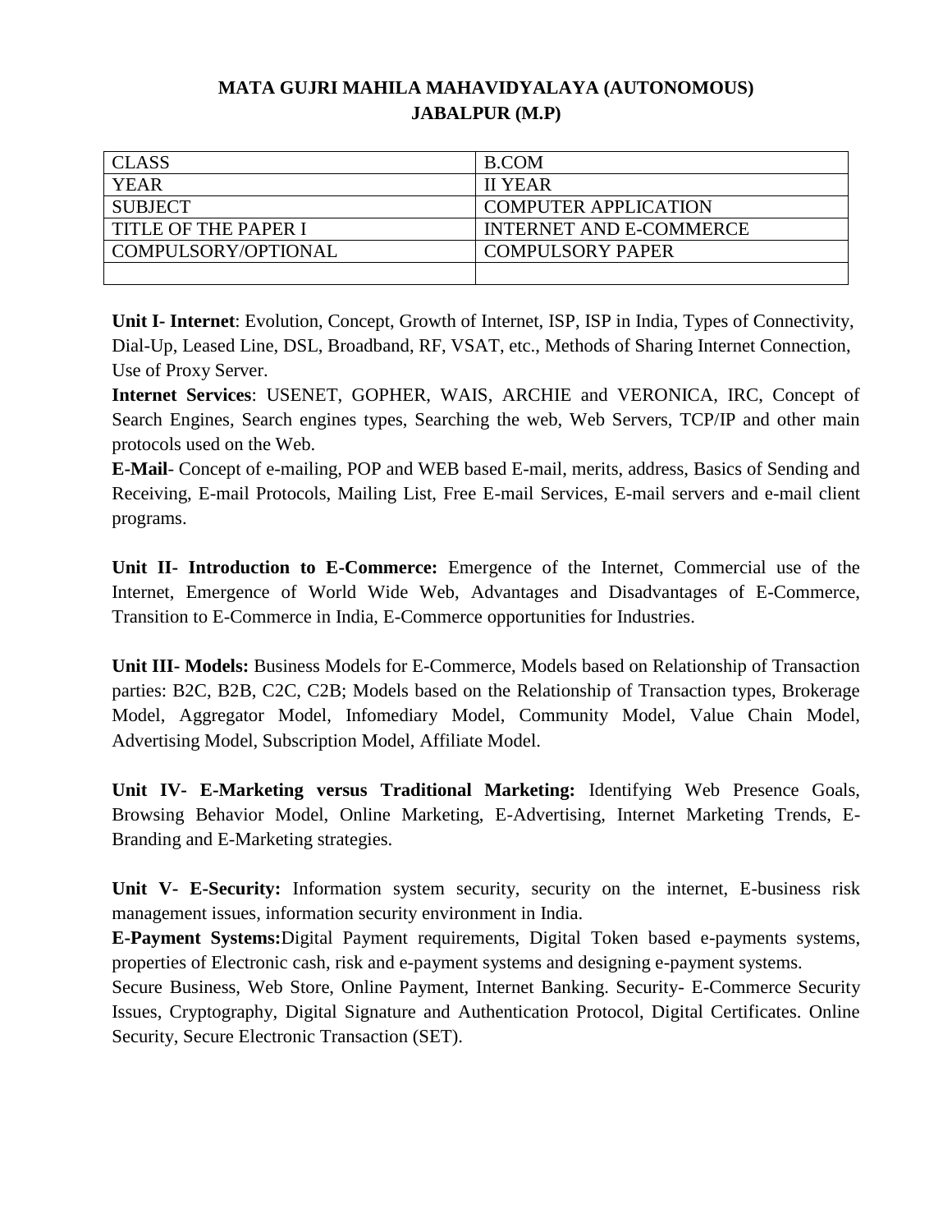**MATA GUJRI MAHILA MAHAVIDYALAYA (AUTONOMOUS)**
**JABALPUR (M.P)**

| | |
|---|---|
| CLASS | B.COM |
| YEAR | II YEAR |
| SUBJECT | COMPUTER APPLICATION |
| TITLE OF THE PAPER I | INTERNET AND E-COMMERCE |
| COMPULSORY/OPTIONAL | COMPULSORY PAPER |
| | |

**Unit I- Internet**: Evolution, Concept, Growth of Internet, ISP, ISP in India, Types of Connectivity, Dial-Up, Leased Line, DSL, Broadband, RF, VSAT, etc., Methods of Sharing Internet Connection, Use of Proxy Server.

**Internet Services**: USENET, GOPHER, WAIS, ARCHIE and VERONICA, IRC, Concept of Search Engines, Search engines types, Searching the web, Web Servers, TCP/IP and other main protocols used on the Web.

**E-Mail**- Concept of e-mailing, POP and WEB based E-mail, merits, address, Basics of Sending and Receiving, E-mail Protocols, Mailing List, Free E-mail Services, E-mail servers and e-mail client programs.

**Unit II- Introduction to E-Commerce:** Emergence of the Internet, Commercial use of the Internet, Emergence of World Wide Web, Advantages and Disadvantages of E-Commerce, Transition to E-Commerce in India, E-Commerce opportunities for Industries.

**Unit III- Models:** Business Models for E-Commerce, Models based on Relationship of Transaction parties: B2C, B2B, C2C, C2B; Models based on the Relationship of Transaction types, Brokerage Model, Aggregator Model, Infomediary Model, Community Model, Value Chain Model, Advertising Model, Subscription Model, Affiliate Model.

**Unit IV- E-Marketing versus Traditional Marketing:** Identifying Web Presence Goals, Browsing Behavior Model, Online Marketing, E-Advertising, Internet Marketing Trends, E-Branding and E-Marketing strategies.

**Unit V- E-Security:** Information system security, security on the internet, E-business risk management issues, information security environment in India.

**E-Payment Systems:**Digital Payment requirements, Digital Token based e-payments systems, properties of Electronic cash, risk and e-payment systems and designing e-payment systems.

Secure Business, Web Store, Online Payment, Internet Banking. Security- E-Commerce Security Issues, Cryptography, Digital Signature and Authentication Protocol, Digital Certificates. Online Security, Secure Electronic Transaction (SET).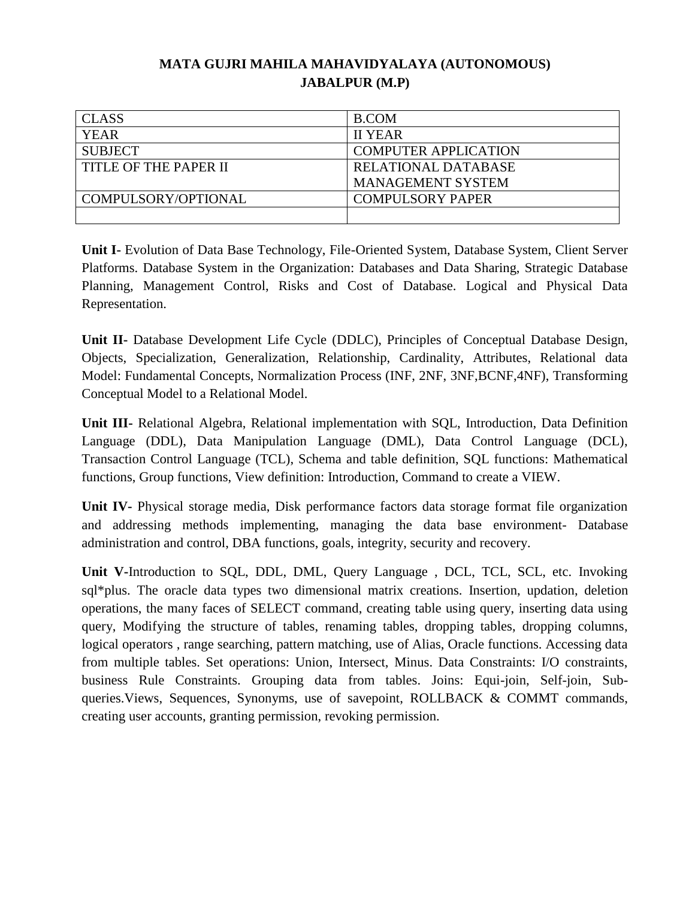# MATA GUJRI MAHILA MAHAVIDYALAYA (AUTONOMOUS)
## JABALPUR (M.P)

| | |
|---|---|
| CLASS | B.COM |
| YEAR | II YEAR |
| SUBJECT | COMPUTER APPLICATION |
| TITLE OF THE PAPER II | RELATIONAL DATABASE MANAGEMENT SYSTEM |
| COMPULSORY/OPTIONAL | COMPULSORY PAPER |
| | |

**Unit I-** Evolution of Data Base Technology, File-Oriented System, Database System, Client Server Platforms. Database System in the Organization: Databases and Data Sharing, Strategic Database Planning, Management Control, Risks and Cost of Database. Logical and Physical Data Representation.

**Unit II-** Database Development Life Cycle (DDLC), Principles of Conceptual Database Design, Objects, Specialization, Generalization, Relationship, Cardinality, Attributes, Relational data Model: Fundamental Concepts, Normalization Process (INF, 2NF, 3NF,BCNF,4NF), Transforming Conceptual Model to a Relational Model.

**Unit III-** Relational Algebra, Relational implementation with SQL, Introduction, Data Definition Language (DDL), Data Manipulation Language (DML), Data Control Language (DCL), Transaction Control Language (TCL), Schema and table definition, SQL functions: Mathematical functions, Group functions, View definition: Introduction, Command to create a VIEW.

**Unit IV-** Physical storage media, Disk performance factors data storage format file organization and addressing methods implementing, managing the data base environment- Database administration and control, DBA functions, goals, integrity, security and recovery.

**Unit V**-Introduction to SQL, DDL, DML, Query Language , DCL, TCL, SCL, etc. Invoking sql*plus. The oracle data types two dimensional matrix creations. Insertion, updation, deletion operations, the many faces of SELECT command, creating table using query, inserting data using query, Modifying the structure of tables, renaming tables, dropping tables, dropping columns, logical operators , range searching, pattern matching, use of Alias, Oracle functions. Accessing data from multiple tables. Set operations: Union, Intersect, Minus. Data Constraints: I/O constraints, business Rule Constraints. Grouping data from tables. Joins: Equi-join, Self-join, Sub-queries.Views, Sequences, Synonyms, use of savepoint, ROLLBACK & COMMT commands, creating user accounts, granting permission, revoking permission.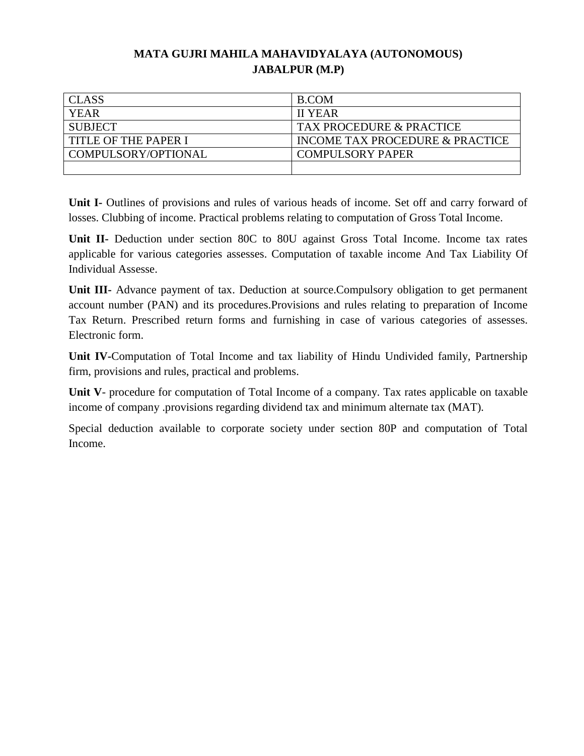**MATA GUJRI MAHILA MAHAVIDYALAYA (AUTONOMOUS)**
**JABALPUR (M.P)**

| | |
|---|---|
| CLASS | B.COM |
| YEAR | II YEAR |
| SUBJECT | TAX PROCEDURE & PRACTICE |
| TITLE OF THE PAPER I | INCOME TAX PROCEDURE & PRACTICE |
| COMPULSORY/OPTIONAL | COMPULSORY PAPER |
| | |

**Unit I-** Outlines of provisions and rules of various heads of income. Set off and carry forward of losses. Clubbing of income. Practical problems relating to computation of Gross Total Income.

**Unit II-** Deduction under section 80C to 80U against Gross Total Income. Income tax rates applicable for various categories assesses. Computation of taxable income And Tax Liability Of Individual Assesse.

**Unit III-** Advance payment of tax. Deduction at source.Compulsory obligation to get permanent account number (PAN) and its procedures.Provisions and rules relating to preparation of Income Tax Return. Prescribed return forms and furnishing in case of various categories of assesses. Electronic form.

**Unit IV-**Computation of Total Income and tax liability of Hindu Undivided family, Partnership firm, provisions and rules, practical and problems.

**Unit V**- procedure for computation of Total Income of a company. Tax rates applicable on taxable income of company .provisions regarding dividend tax and minimum alternate tax (MAT).

Special deduction available to corporate society under section 80P and computation of Total Income.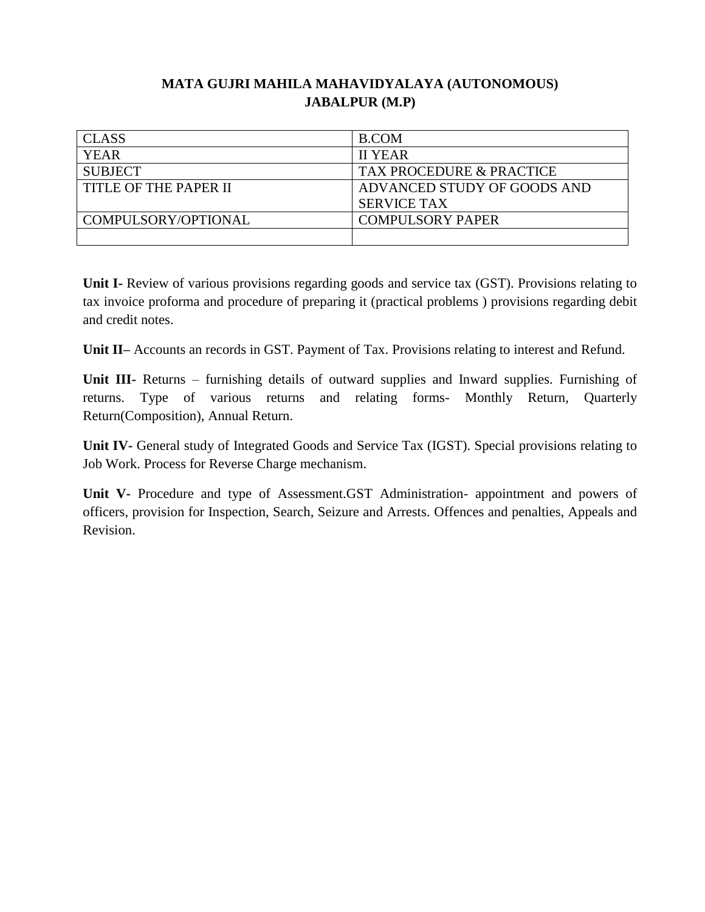**MATA GUJRI MAHILA MAHAVIDYALAYA (AUTONOMOUS)**
**JABALPUR (M.P)**

| | |
|---|---|
| CLASS | B.COM |
| YEAR | II YEAR |
| SUBJECT | TAX PROCEDURE & PRACTICE |
| TITLE OF THE PAPER II | ADVANCED STUDY OF GOODS AND SERVICE TAX |
| COMPULSORY/OPTIONAL | COMPULSORY PAPER |
| | |

**Unit I-** Review of various provisions regarding goods and service tax (GST). Provisions relating to tax invoice proforma and procedure of preparing it (practical problems ) provisions regarding debit and credit notes.

**Unit II–** Accounts an records in GST. Payment of Tax. Provisions relating to interest and Refund.

**Unit III-** Returns – furnishing details of outward supplies and Inward supplies. Furnishing of returns. Type of various returns and relating forms- Monthly Return, Quarterly Return(Composition), Annual Return.

**Unit IV-** General study of Integrated Goods and Service Tax (IGST). Special provisions relating to Job Work. Process for Reverse Charge mechanism.

**Unit V-** Procedure and type of Assessment.GST Administration- appointment and powers of officers, provision for Inspection, Search, Seizure and Arrests. Offences and penalties, Appeals and Revision.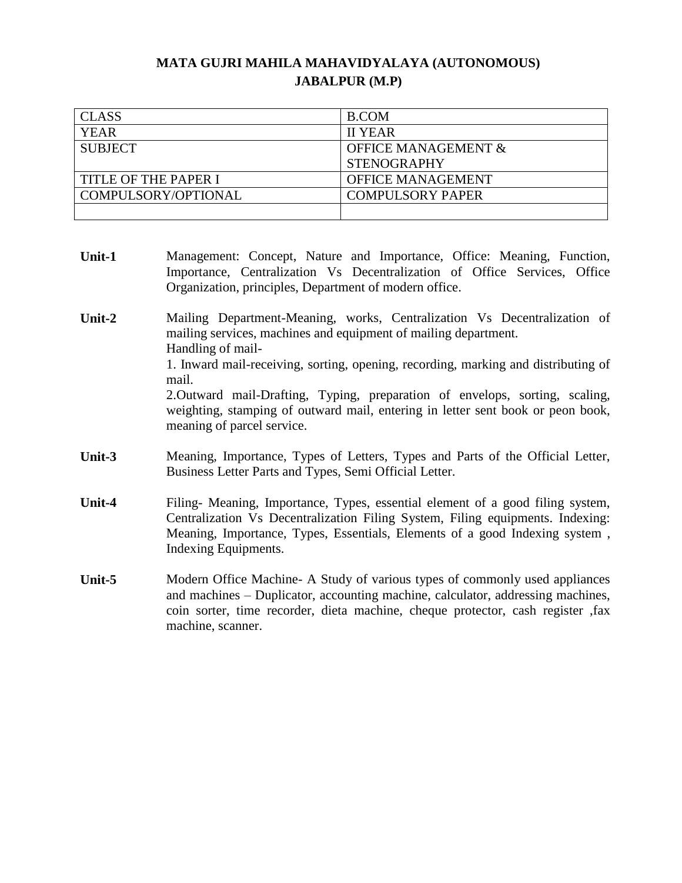# MATA GUJRI MAHILA MAHAVIDYALAYA (AUTONOMOUS)
## JABALPUR (M.P)

| | |
|---|---|
| CLASS | B.COM |
| YEAR | II YEAR |
| SUBJECT | OFFICE MANAGEMENT & STENOGRAPHY |
| TITLE OF THE PAPER I | OFFICE MANAGEMENT |
| COMPULSORY/OPTIONAL | COMPULSORY PAPER |
| | |

**Unit-1** Management: Concept, Nature and Importance, Office: Meaning, Function, Importance, Centralization Vs Decentralization of Office Services, Office Organization, principles, Department of modern office.

**Unit-2** Mailing Department-Meaning, works, Centralization Vs Decentralization of mailing services, machines and equipment of mailing department.
Handling of mail-
1. Inward mail-receiving, sorting, opening, recording, marking and distributing of mail.
2.Outward mail-Drafting, Typing, preparation of envelops, sorting, scaling, weighting, stamping of outward mail, entering in letter sent book or peon book, meaning of parcel service.

**Unit-3** Meaning, Importance, Types of Letters, Types and Parts of the Official Letter, Business Letter Parts and Types, Semi Official Letter.

**Unit-4** Filing- Meaning, Importance, Types, essential element of a good filing system, Centralization Vs Decentralization Filing System, Filing equipments. Indexing: Meaning, Importance, Types, Essentials, Elements of a good Indexing system , Indexing Equipments.

**Unit-5** Modern Office Machine- A Study of various types of commonly used appliances and machines – Duplicator, accounting machine, calculator, addressing machines, coin sorter, time recorder, dieta machine, cheque protector, cash register ,fax machine, scanner.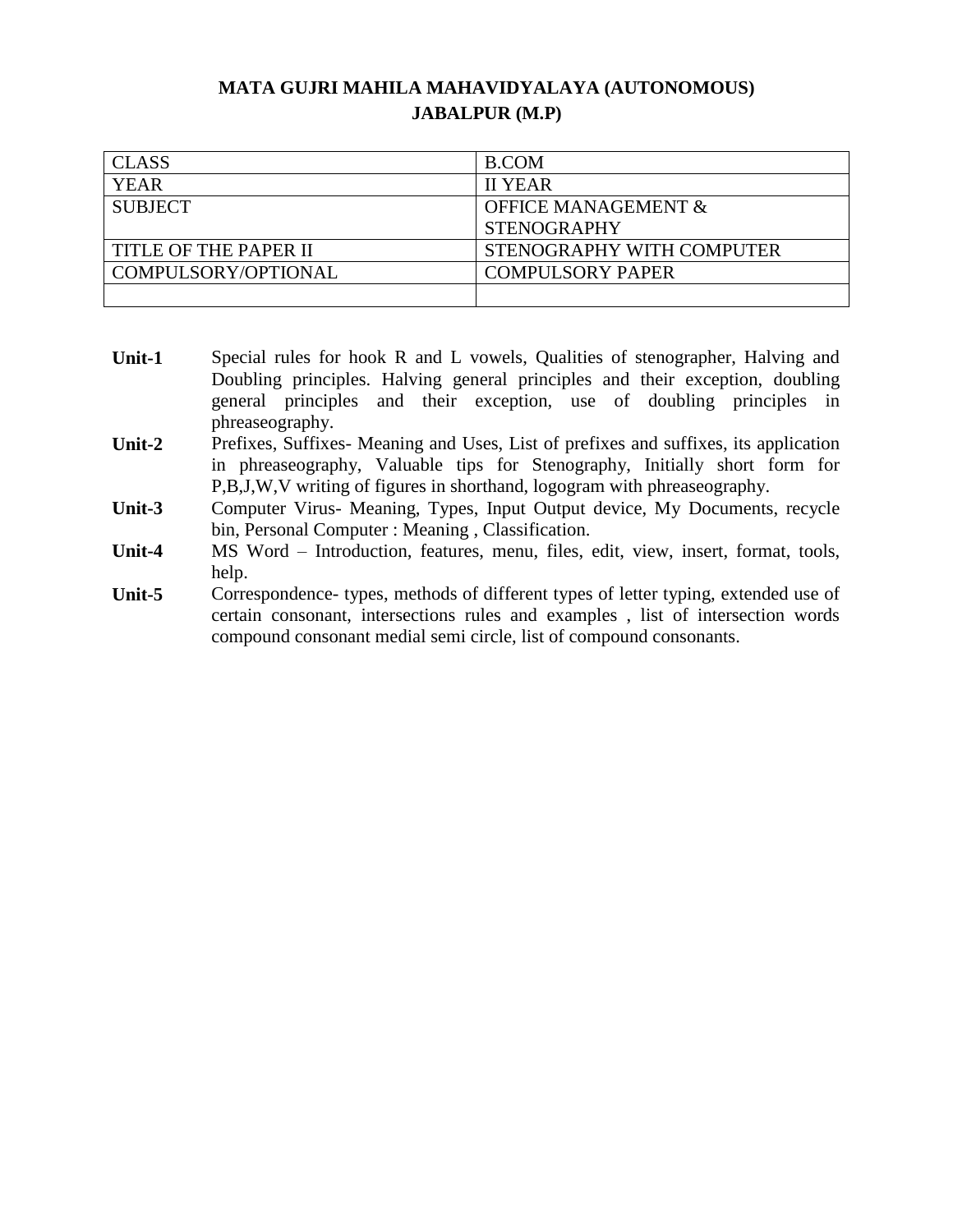# MATA GUJRI MAHILA MAHAVIDYALAYA (AUTONOMOUS)
## JABALPUR (M.P)

| CLASS | B.COM |
|---|---|
| YEAR | II YEAR |
| SUBJECT | OFFICE MANAGEMENT & STENOGRAPHY |
| TITLE OF THE PAPER II | STENOGRAPHY WITH COMPUTER |
| COMPULSORY/OPTIONAL | COMPULSORY PAPER |
| | |

**Unit-1** Special rules for hook R and L vowels, Qualities of stenographer, Halving and Doubling principles. Halving general principles and their exception, doubling general principles and their exception, use of doubling principles in phreaseography.

**Unit-2** Prefixes, Suffixes- Meaning and Uses, List of prefixes and suffixes, its application in phreaseography, Valuable tips for Stenography, Initially short form for P,B,J,W,V writing of figures in shorthand, logogram with phreaseography.

**Unit-3** Computer Virus- Meaning, Types, Input Output device, My Documents, recycle bin, Personal Computer : Meaning , Classification.

**Unit-4** MS Word – Introduction, features, menu, files, edit, view, insert, format, tools, help.

**Unit-5** Correspondence- types, methods of different types of letter typing, extended use of certain consonant, intersections rules and examples , list of intersection words compound consonant medial semi circle, list of compound consonants.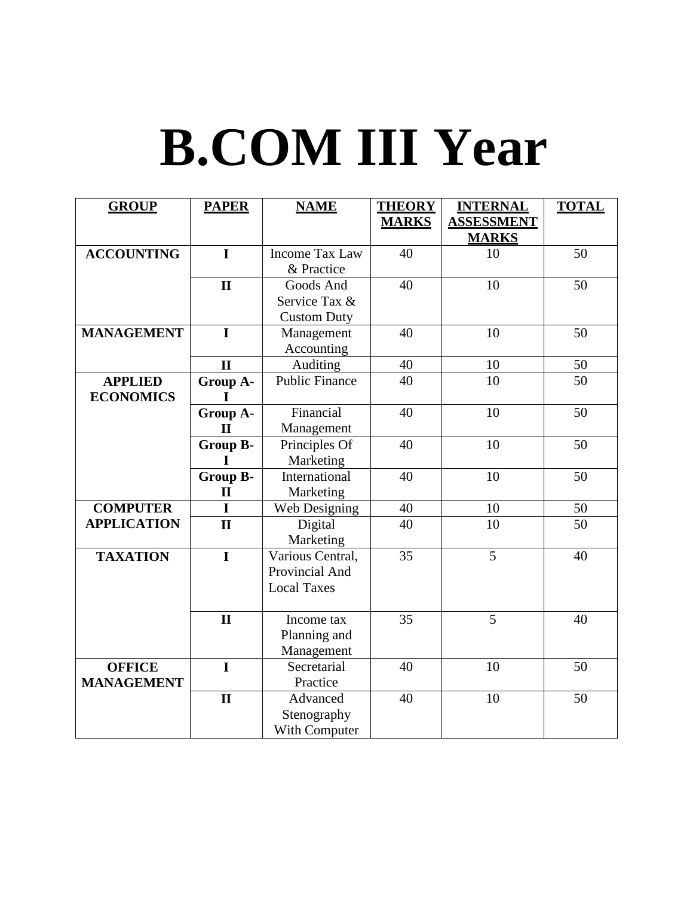# B.COM III Year

| GROUP | PAPER | NAME | THEORY MARKS | INTERNAL ASSESSMENT MARKS | TOTAL |
|---|---|---|---|---|---|
| **ACCOUNTING** | **I** | Income Tax Law & Practice | 40 | 10 | 50 |
| | **II** | Goods And Service Tax & Custom Duty | 40 | 10 | 50 |
| **MANAGEMENT** | **I** | Management Accounting | 40 | 10 | 50 |
| | **II** | Auditing | 40 | 10 | 50 |
| **APPLIED ECONOMICS** | **Group A-I** | Public Finance | 40 | 10 | 50 |
| | **Group A-II** | Financial Management | 40 | 10 | 50 |
| | **Group B-I** | Principles Of Marketing | 40 | 10 | 50 |
| | **Group B-II** | International Marketing | 40 | 10 | 50 |
| **COMPUTER APPLICATION** | **I** | Web Designing | 40 | 10 | 50 |
| | **II** | Digital Marketing | 40 | 10 | 50 |
| **TAXATION** | **I** | Various Central, Provincial And Local Taxes | 35 | 5 | 40 |
| | **II** | Income tax Planning and Management | 35 | 5 | 40 |
| **OFFICE MANAGEMENT** | **I** | Secretarial Practice | 40 | 10 | 50 |
| | **II** | Advanced Stenography With Computer | 40 | 10 | 50 |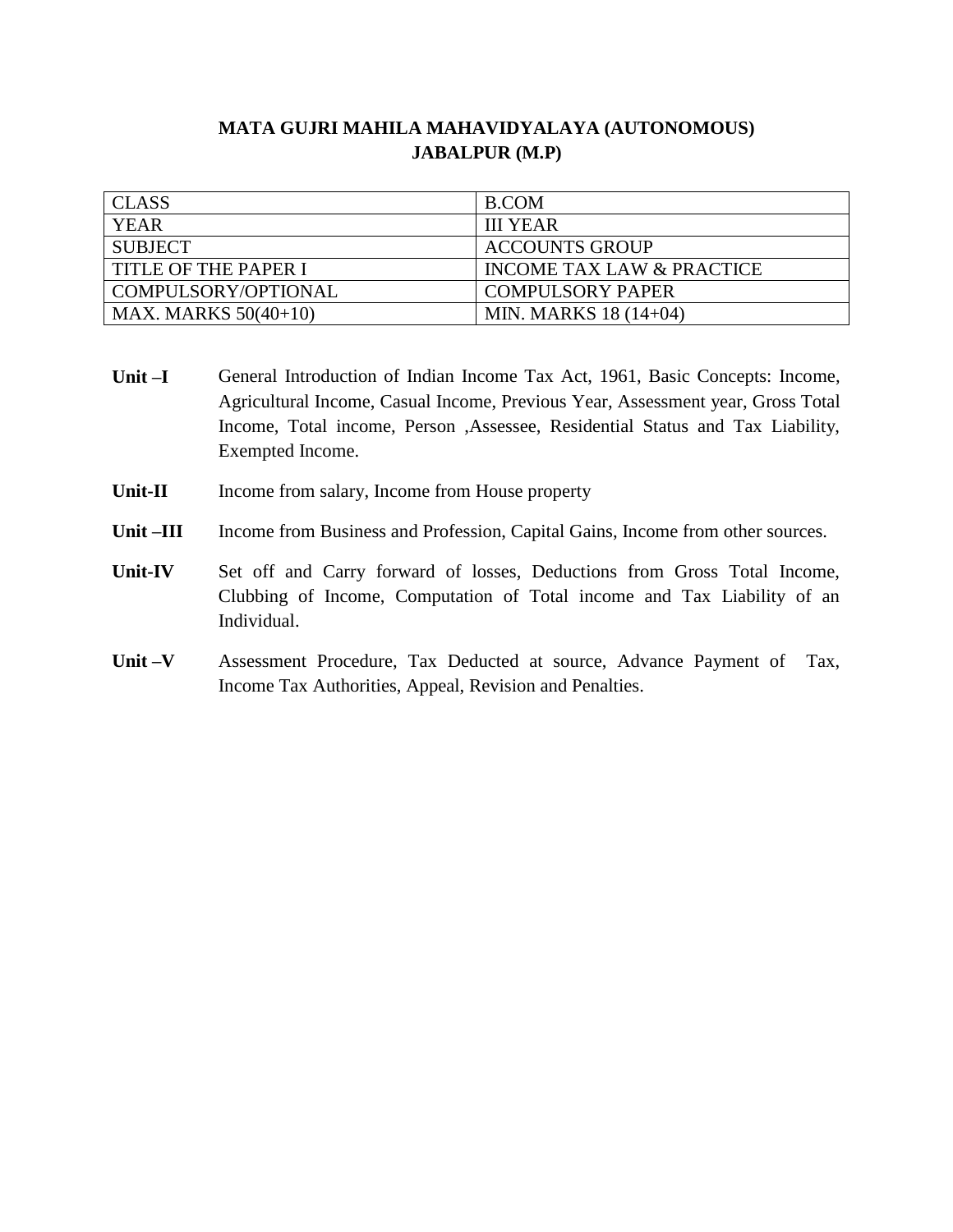**MATA GUJRI MAHILA MAHAVIDYALAYA (AUTONOMOUS)**
**JABALPUR (M.P)**

| | |
|---|---|
| CLASS | B.COM |
| YEAR | III YEAR |
| SUBJECT | ACCOUNTS GROUP |
| TITLE OF THE PAPER I | INCOME TAX LAW & PRACTICE |
| COMPULSORY/OPTIONAL | COMPULSORY PAPER |
| MAX. MARKS 50(40+10) | MIN. MARKS 18 (14+04) |

**Unit –I** General Introduction of Indian Income Tax Act, 1961, Basic Concepts: Income, Agricultural Income, Casual Income, Previous Year, Assessment year, Gross Total Income, Total income, Person ,Assessee, Residential Status and Tax Liability, Exempted Income.

**Unit-II** Income from salary, Income from House property

**Unit –III** Income from Business and Profession, Capital Gains, Income from other sources.

**Unit-IV** Set off and Carry forward of losses, Deductions from Gross Total Income, Clubbing of Income, Computation of Total income and Tax Liability of an Individual.

**Unit –V** Assessment Procedure, Tax Deducted at source, Advance Payment of Tax, Income Tax Authorities, Appeal, Revision and Penalties.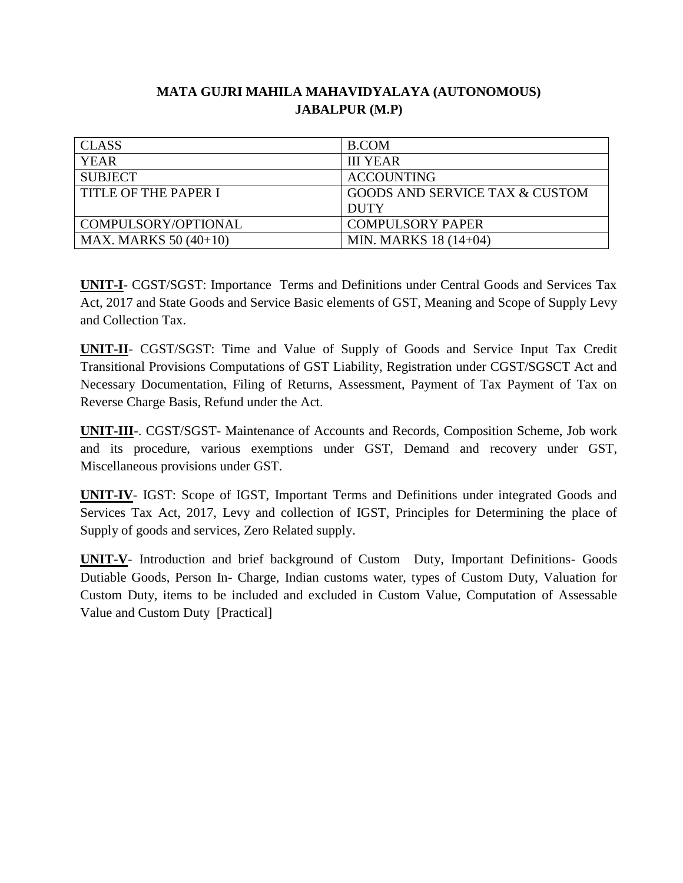**MATA GUJRI MAHILA MAHAVIDYALAYA (AUTONOMOUS)**
**JABALPUR (M.P)**

| CLASS | B.COM |
|---|---|
| YEAR | III YEAR |
| SUBJECT | ACCOUNTING |
| TITLE OF THE PAPER I | GOODS AND SERVICE TAX & CUSTOM DUTY |
| COMPULSORY/OPTIONAL | COMPULSORY PAPER |
| MAX. MARKS 50 (40+10) | MIN. MARKS 18 (14+04) |

**UNIT-I**- CGST/SGST: Importance Terms and Definitions under Central Goods and Services Tax Act, 2017 and State Goods and Service Basic elements of GST, Meaning and Scope of Supply Levy and Collection Tax.

**UNIT-II**- CGST/SGST: Time and Value of Supply of Goods and Service Input Tax Credit Transitional Provisions Computations of GST Liability, Registration under CGST/SGSCT Act and Necessary Documentation, Filing of Returns, Assessment, Payment of Tax Payment of Tax on Reverse Charge Basis, Refund under the Act.

**UNIT-III**-. CGST/SGST- Maintenance of Accounts and Records, Composition Scheme, Job work and its procedure, various exemptions under GST, Demand and recovery under GST, Miscellaneous provisions under GST.

**UNIT-IV**- IGST: Scope of IGST, Important Terms and Definitions under integrated Goods and Services Tax Act, 2017, Levy and collection of IGST, Principles for Determining the place of Supply of goods and services, Zero Related supply.

**UNIT-V**- Introduction and brief background of Custom Duty, Important Definitions- Goods Dutiable Goods, Person In- Charge, Indian customs water, types of Custom Duty, Valuation for Custom Duty, items to be included and excluded in Custom Value, Computation of Assessable Value and Custom Duty [Practical]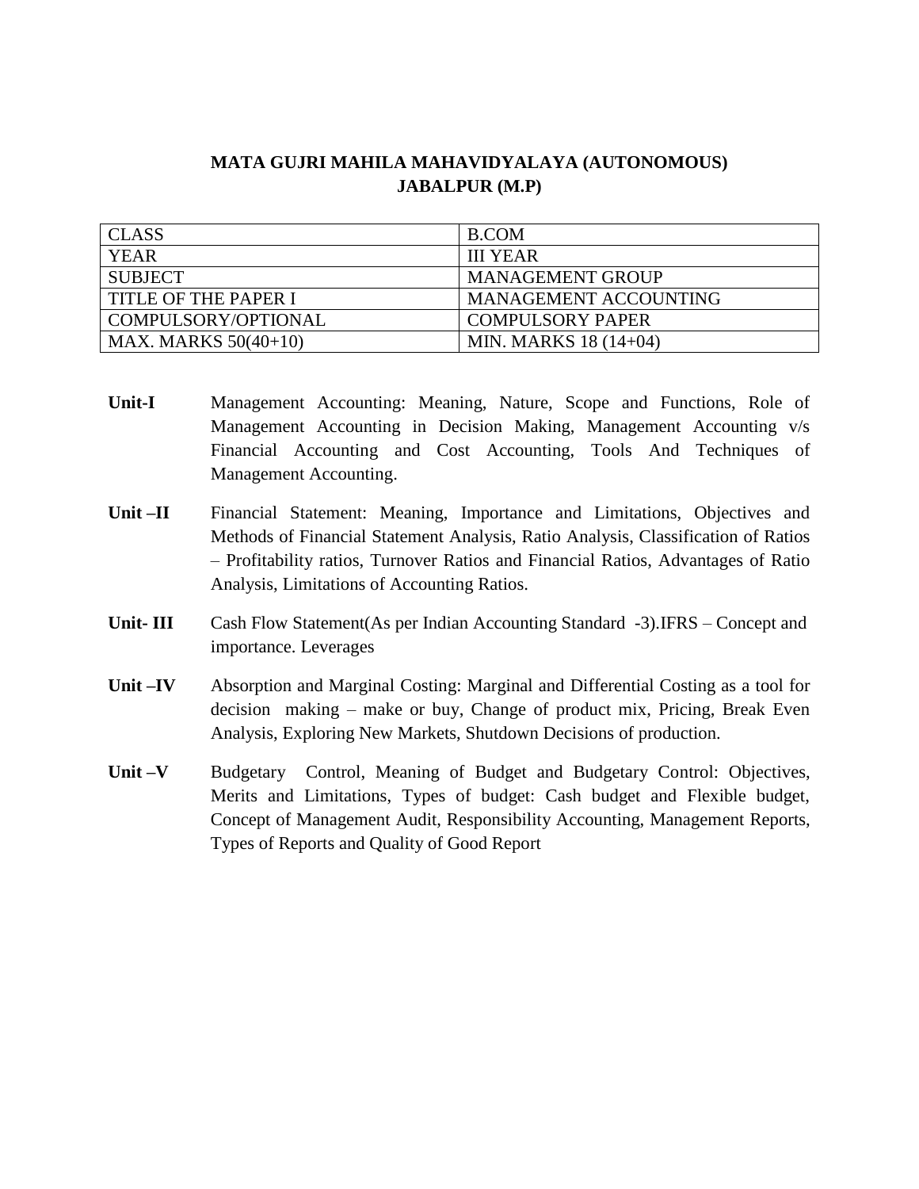**MATA GUJRI MAHILA MAHAVIDYALAYA (AUTONOMOUS)**
**JABALPUR (M.P)**

| | |
|---|---|
| CLASS | B.COM |
| YEAR | III YEAR |
| SUBJECT | MANAGEMENT GROUP |
| TITLE OF THE PAPER I | MANAGEMENT ACCOUNTING |
| COMPULSORY/OPTIONAL | COMPULSORY PAPER |
| MAX. MARKS 50(40+10) | MIN. MARKS 18 (14+04) |

**Unit-I** Management Accounting: Meaning, Nature, Scope and Functions, Role of Management Accounting in Decision Making, Management Accounting v/s Financial Accounting and Cost Accounting, Tools And Techniques of Management Accounting.

**Unit –II** Financial Statement: Meaning, Importance and Limitations, Objectives and Methods of Financial Statement Analysis, Ratio Analysis, Classification of Ratios – Profitability ratios, Turnover Ratios and Financial Ratios, Advantages of Ratio Analysis, Limitations of Accounting Ratios.

**Unit- III** Cash Flow Statement(As per Indian Accounting Standard -3).IFRS – Concept and importance. Leverages

**Unit –IV** Absorption and Marginal Costing: Marginal and Differential Costing as a tool for decision making – make or buy, Change of product mix, Pricing, Break Even Analysis, Exploring New Markets, Shutdown Decisions of production.

**Unit –V** Budgetary Control, Meaning of Budget and Budgetary Control: Objectives, Merits and Limitations, Types of budget: Cash budget and Flexible budget, Concept of Management Audit, Responsibility Accounting, Management Reports, Types of Reports and Quality of Good Report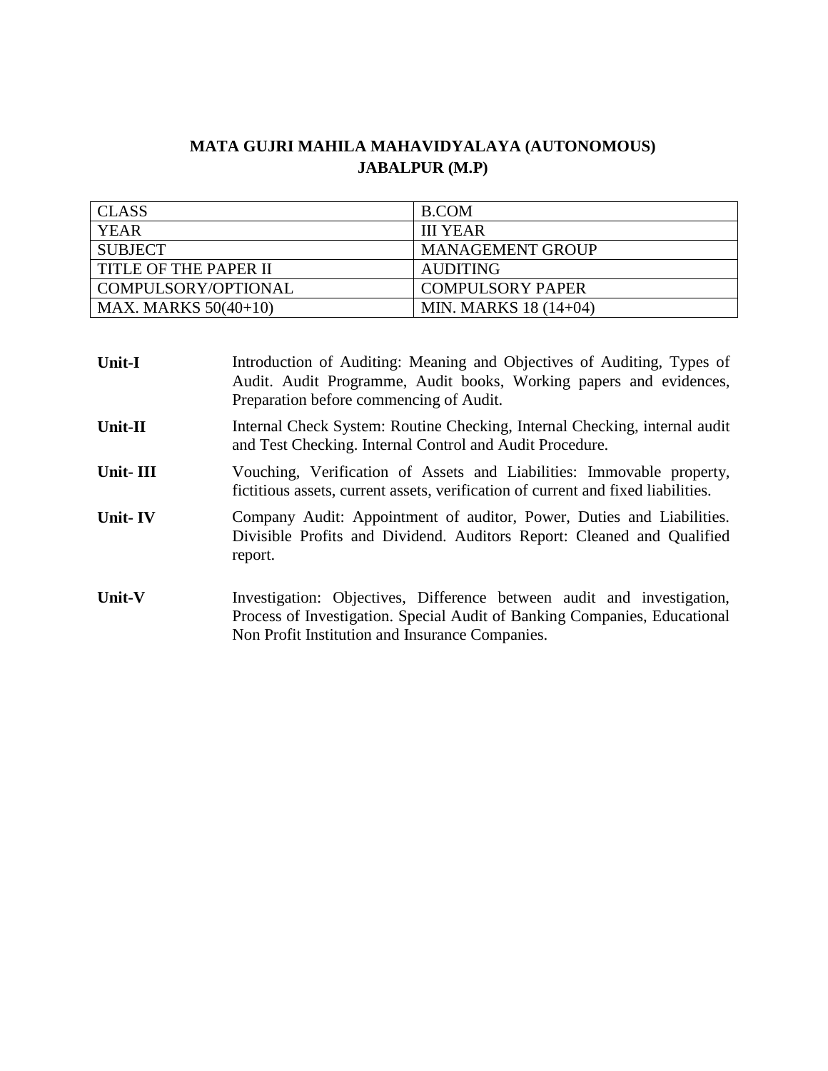**MATA GUJRI MAHILA MAHAVIDYALAYA (AUTONOMOUS)**
**JABALPUR (M.P)**

| | |
|---|---|
| CLASS | B.COM |
| YEAR | III YEAR |
| SUBJECT | MANAGEMENT GROUP |
| TITLE OF THE PAPER II | AUDITING |
| COMPULSORY/OPTIONAL | COMPULSORY PAPER |
| MAX. MARKS 50(40+10) | MIN. MARKS 18 (14+04) |

**Unit-I** Introduction of Auditing: Meaning and Objectives of Auditing, Types of Audit. Audit Programme, Audit books, Working papers and evidences, Preparation before commencing of Audit.

**Unit-II** Internal Check System: Routine Checking, Internal Checking, internal audit and Test Checking. Internal Control and Audit Procedure.

**Unit- III** Vouching, Verification of Assets and Liabilities: Immovable property, fictitious assets, current assets, verification of current and fixed liabilities.

**Unit- IV** Company Audit: Appointment of auditor, Power, Duties and Liabilities. Divisible Profits and Dividend. Auditors Report: Cleaned and Qualified report.

**Unit-V** Investigation: Objectives, Difference between audit and investigation, Process of Investigation. Special Audit of Banking Companies, Educational Non Profit Institution and Insurance Companies.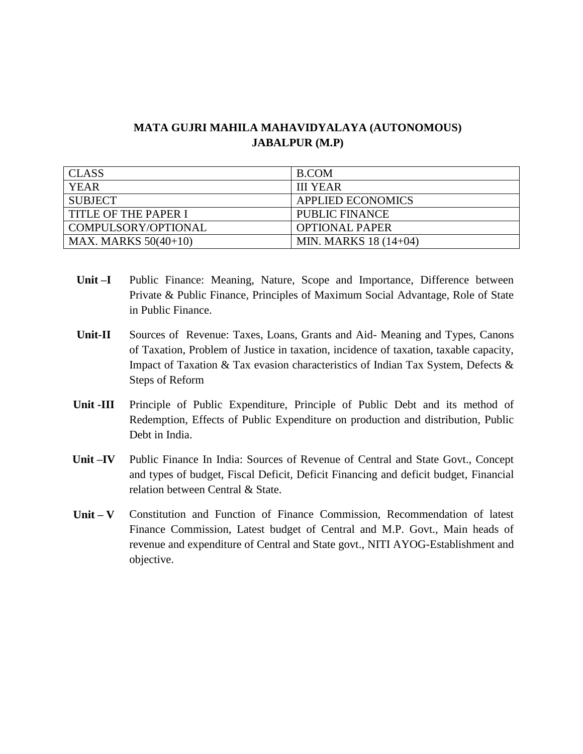**MATA GUJRI MAHILA MAHAVIDYALAYA (AUTONOMOUS)**
**JABALPUR (M.P)**

| | |
|---|---|
| CLASS | B.COM |
| YEAR | III YEAR |
| SUBJECT | APPLIED ECONOMICS |
| TITLE OF THE PAPER I | PUBLIC FINANCE |
| COMPULSORY/OPTIONAL | OPTIONAL PAPER |
| MAX. MARKS 50(40+10) | MIN. MARKS 18 (14+04) |

**Unit –I** Public Finance: Meaning, Nature, Scope and Importance, Difference between Private & Public Finance, Principles of Maximum Social Advantage, Role of State in Public Finance.

**Unit-II** Sources of Revenue: Taxes, Loans, Grants and Aid- Meaning and Types, Canons of Taxation, Problem of Justice in taxation, incidence of taxation, taxable capacity, Impact of Taxation & Tax evasion characteristics of Indian Tax System, Defects & Steps of Reform

**Unit -III** Principle of Public Expenditure, Principle of Public Debt and its method of Redemption, Effects of Public Expenditure on production and distribution, Public Debt in India.

**Unit –IV** Public Finance In India: Sources of Revenue of Central and State Govt., Concept and types of budget, Fiscal Deficit, Deficit Financing and deficit budget, Financial relation between Central & State.

**Unit – V** Constitution and Function of Finance Commission, Recommendation of latest Finance Commission, Latest budget of Central and M.P. Govt., Main heads of revenue and expenditure of Central and State govt., NITI AYOG-Establishment and objective.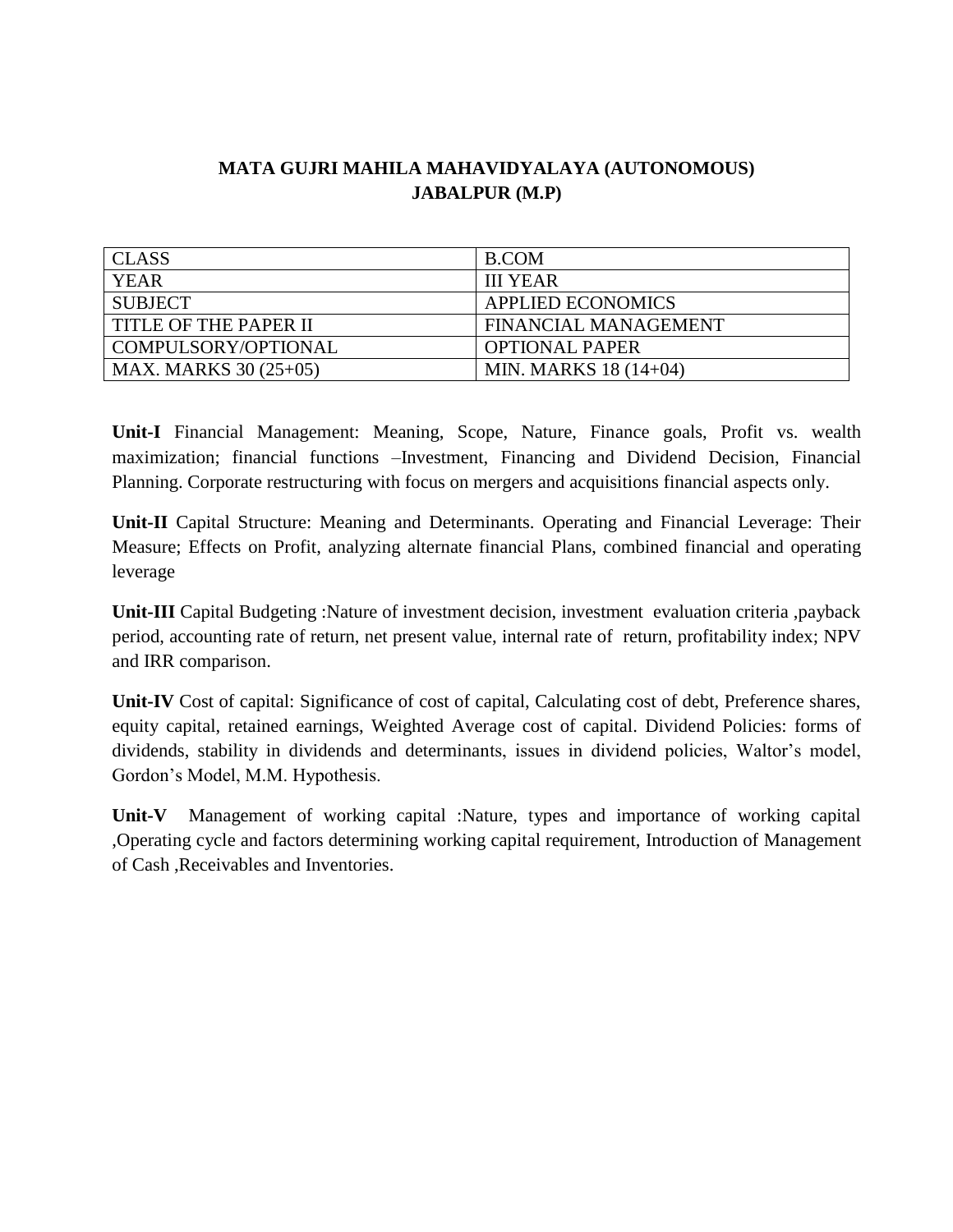**MATA GUJRI MAHILA MAHAVIDYALAYA (AUTONOMOUS)**
**JABALPUR (M.P)**

| | |
|---|---|
| CLASS | B.COM |
| YEAR | III YEAR |
| SUBJECT | APPLIED ECONOMICS |
| TITLE OF THE PAPER II | FINANCIAL MANAGEMENT |
| COMPULSORY/OPTIONAL | OPTIONAL PAPER |
| MAX. MARKS 30 (25+05) | MIN. MARKS 18 (14+04) |

**Unit-I** Financial Management: Meaning, Scope, Nature, Finance goals, Profit vs. wealth maximization; financial functions –Investment, Financing and Dividend Decision, Financial Planning. Corporate restructuring with focus on mergers and acquisitions financial aspects only.

**Unit-II** Capital Structure: Meaning and Determinants. Operating and Financial Leverage: Their Measure; Effects on Profit, analyzing alternate financial Plans, combined financial and operating leverage

**Unit-III** Capital Budgeting :Nature of investment decision, investment evaluation criteria ,payback period, accounting rate of return, net present value, internal rate of return, profitability index; NPV and IRR comparison.

**Unit-IV** Cost of capital: Significance of cost of capital, Calculating cost of debt, Preference shares, equity capital, retained earnings, Weighted Average cost of capital. Dividend Policies: forms of dividends, stability in dividends and determinants, issues in dividend policies, Waltor's model, Gordon's Model, M.M. Hypothesis.

**Unit-V** Management of working capital :Nature, types and importance of working capital ,Operating cycle and factors determining working capital requirement, Introduction of Management of Cash ,Receivables and Inventories.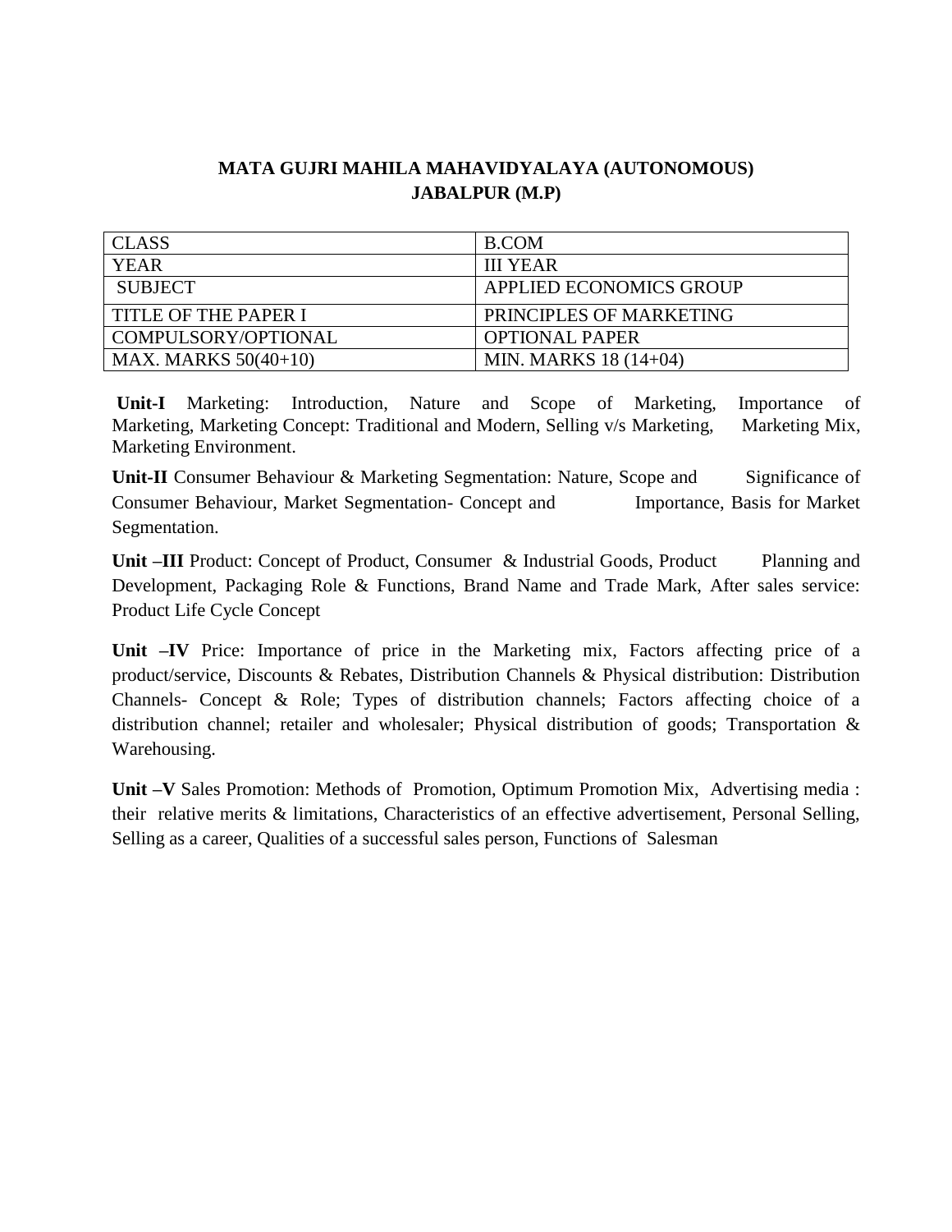**MATA GUJRI MAHILA MAHAVIDYALAYA (AUTONOMOUS)**
**JABALPUR (M.P)**

| | |
|---|---|
| CLASS | B.COM |
| YEAR | III YEAR |
| SUBJECT | APPLIED ECONOMICS GROUP |
| TITLE OF THE PAPER I | PRINCIPLES OF MARKETING |
| COMPULSORY/OPTIONAL | OPTIONAL PAPER |
| MAX. MARKS 50(40+10) | MIN. MARKS 18 (14+04) |

**Unit-I** Marketing: Introduction, Nature and Scope of Marketing, Importance of Marketing, Marketing Concept: Traditional and Modern, Selling v/s Marketing, Marketing Mix, Marketing Environment.

**Unit-II** Consumer Behaviour & Marketing Segmentation: Nature, Scope and Significance of Consumer Behaviour, Market Segmentation- Concept and Importance, Basis for Market Segmentation.

**Unit –III** Product: Concept of Product, Consumer & Industrial Goods, Product Planning and Development, Packaging Role & Functions, Brand Name and Trade Mark, After sales service: Product Life Cycle Concept

**Unit –IV** Price: Importance of price in the Marketing mix, Factors affecting price of a product/service, Discounts & Rebates, Distribution Channels & Physical distribution: Distribution Channels- Concept & Role; Types of distribution channels; Factors affecting choice of a distribution channel; retailer and wholesaler; Physical distribution of goods; Transportation & Warehousing.

**Unit –V** Sales Promotion: Methods of Promotion, Optimum Promotion Mix, Advertising media : their relative merits & limitations, Characteristics of an effective advertisement, Personal Selling, Selling as a career, Qualities of a successful sales person, Functions of Salesman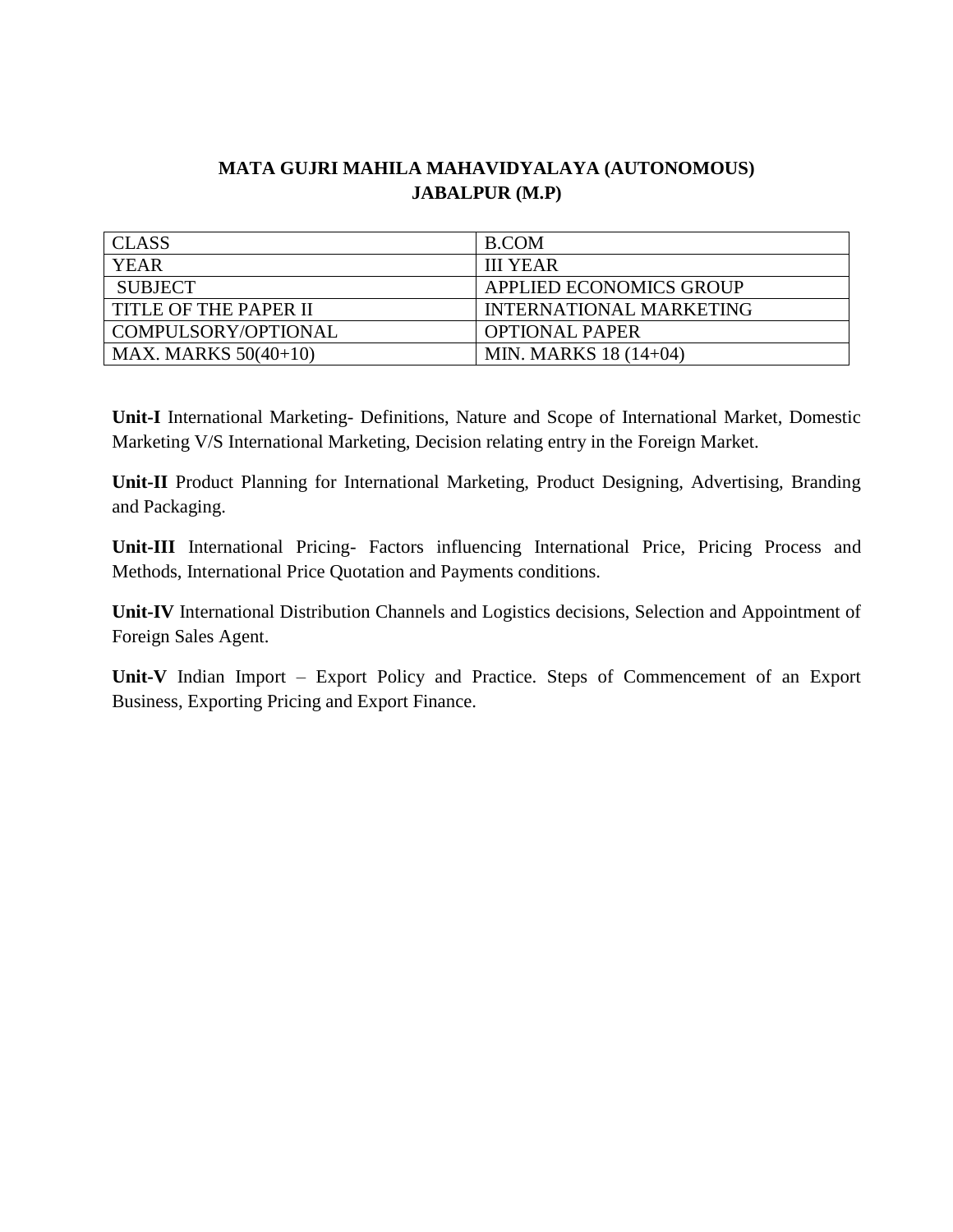**MATA GUJRI MAHILA MAHAVIDYALAYA (AUTONOMOUS)**
**JABALPUR (M.P)**

| | |
|---|---|
| CLASS | B.COM |
| YEAR | III YEAR |
| SUBJECT | APPLIED ECONOMICS GROUP |
| TITLE OF THE PAPER II | INTERNATIONAL MARKETING |
| COMPULSORY/OPTIONAL | OPTIONAL PAPER |
| MAX. MARKS 50(40+10) | MIN. MARKS 18 (14+04) |

**Unit-I** International Marketing- Definitions, Nature and Scope of International Market, Domestic Marketing V/S International Marketing, Decision relating entry in the Foreign Market.

**Unit-II** Product Planning for International Marketing, Product Designing, Advertising, Branding and Packaging.

**Unit-III** International Pricing- Factors influencing International Price, Pricing Process and Methods, International Price Quotation and Payments conditions.

**Unit-IV** International Distribution Channels and Logistics decisions, Selection and Appointment of Foreign Sales Agent.

**Unit-V** Indian Import – Export Policy and Practice. Steps of Commencement of an Export Business, Exporting Pricing and Export Finance.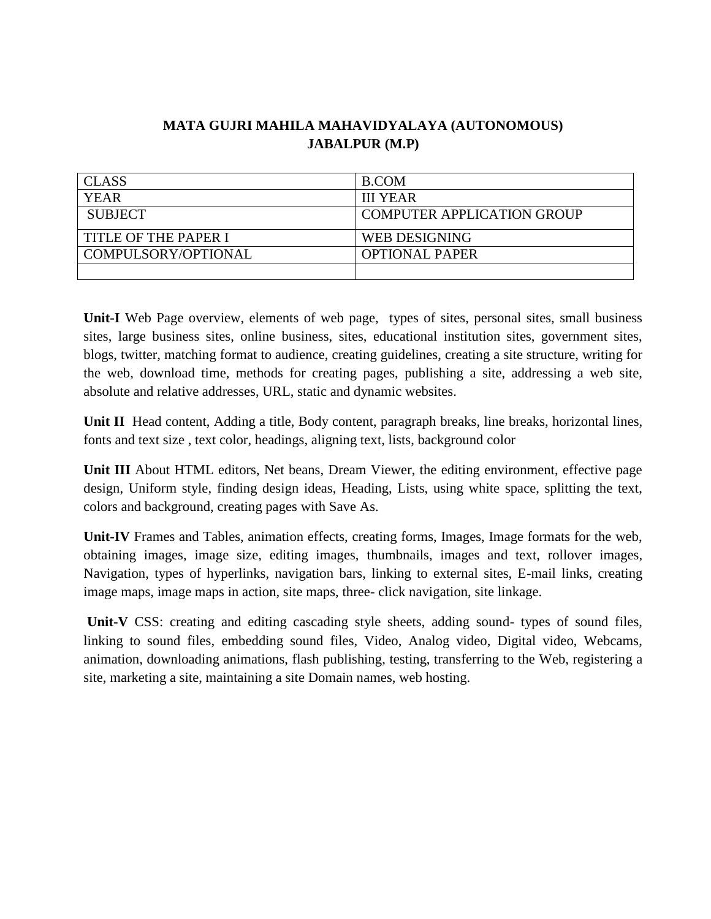**MATA GUJRI MAHILA MAHAVIDYALAYA (AUTONOMOUS)**
**JABALPUR (M.P)**

| | |
|---|---|
| CLASS | B.COM |
| YEAR | III YEAR |
| SUBJECT | COMPUTER APPLICATION GROUP |
| TITLE OF THE PAPER I | WEB DESIGNING |
| COMPULSORY/OPTIONAL | OPTIONAL PAPER |
| | |

**Unit-I** Web Page overview, elements of web page, types of sites, personal sites, small business sites, large business sites, online business, sites, educational institution sites, government sites, blogs, twitter, matching format to audience, creating guidelines, creating a site structure, writing for the web, download time, methods for creating pages, publishing a site, addressing a web site, absolute and relative addresses, URL, static and dynamic websites.

**Unit II** Head content, Adding a title, Body content, paragraph breaks, line breaks, horizontal lines, fonts and text size , text color, headings, aligning text, lists, background color

**Unit III** About HTML editors, Net beans, Dream Viewer, the editing environment, effective page design, Uniform style, finding design ideas, Heading, Lists, using white space, splitting the text, colors and background, creating pages with Save As.

**Unit-IV** Frames and Tables, animation effects, creating forms, Images, Image formats for the web, obtaining images, image size, editing images, thumbnails, images and text, rollover images, Navigation, types of hyperlinks, navigation bars, linking to external sites, E-mail links, creating image maps, image maps in action, site maps, three- click navigation, site linkage.

**Unit-V** CSS: creating and editing cascading style sheets, adding sound- types of sound files, linking to sound files, embedding sound files, Video, Analog video, Digital video, Webcams, animation, downloading animations, flash publishing, testing, transferring to the Web, registering a site, marketing a site, maintaining a site Domain names, web hosting.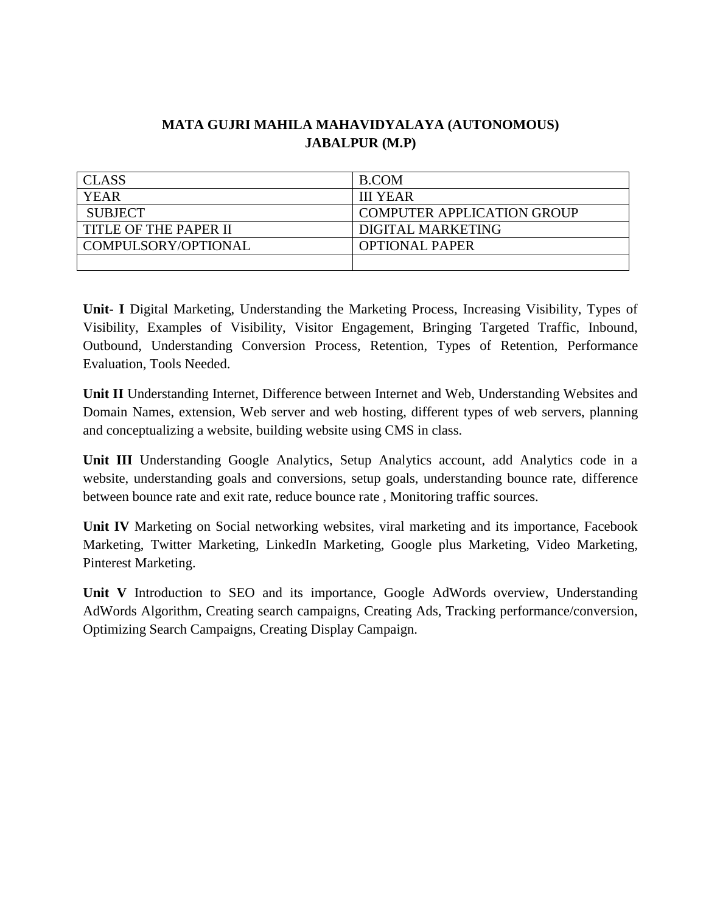**MATA GUJRI MAHILA MAHAVIDYALAYA (AUTONOMOUS)**
**JABALPUR (M.P)**

| | |
|---|---|
| CLASS | B.COM |
| YEAR | III YEAR |
| SUBJECT | COMPUTER APPLICATION GROUP |
| TITLE OF THE PAPER II | DIGITAL MARKETING |
| COMPULSORY/OPTIONAL | OPTIONAL PAPER |
| | |

**Unit- I** Digital Marketing, Understanding the Marketing Process, Increasing Visibility, Types of Visibility, Examples of Visibility, Visitor Engagement, Bringing Targeted Traffic, Inbound, Outbound, Understanding Conversion Process, Retention, Types of Retention, Performance Evaluation, Tools Needed.

**Unit II** Understanding Internet, Difference between Internet and Web, Understanding Websites and Domain Names, extension, Web server and web hosting, different types of web servers, planning and conceptualizing a website, building website using CMS in class.

**Unit III** Understanding Google Analytics, Setup Analytics account, add Analytics code in a website, understanding goals and conversions, setup goals, understanding bounce rate, difference between bounce rate and exit rate, reduce bounce rate , Monitoring traffic sources.

**Unit IV** Marketing on Social networking websites, viral marketing and its importance, Facebook Marketing, Twitter Marketing, LinkedIn Marketing, Google plus Marketing, Video Marketing, Pinterest Marketing.

**Unit V** Introduction to SEO and its importance, Google AdWords overview, Understanding AdWords Algorithm, Creating search campaigns, Creating Ads, Tracking performance/conversion, Optimizing Search Campaigns, Creating Display Campaign.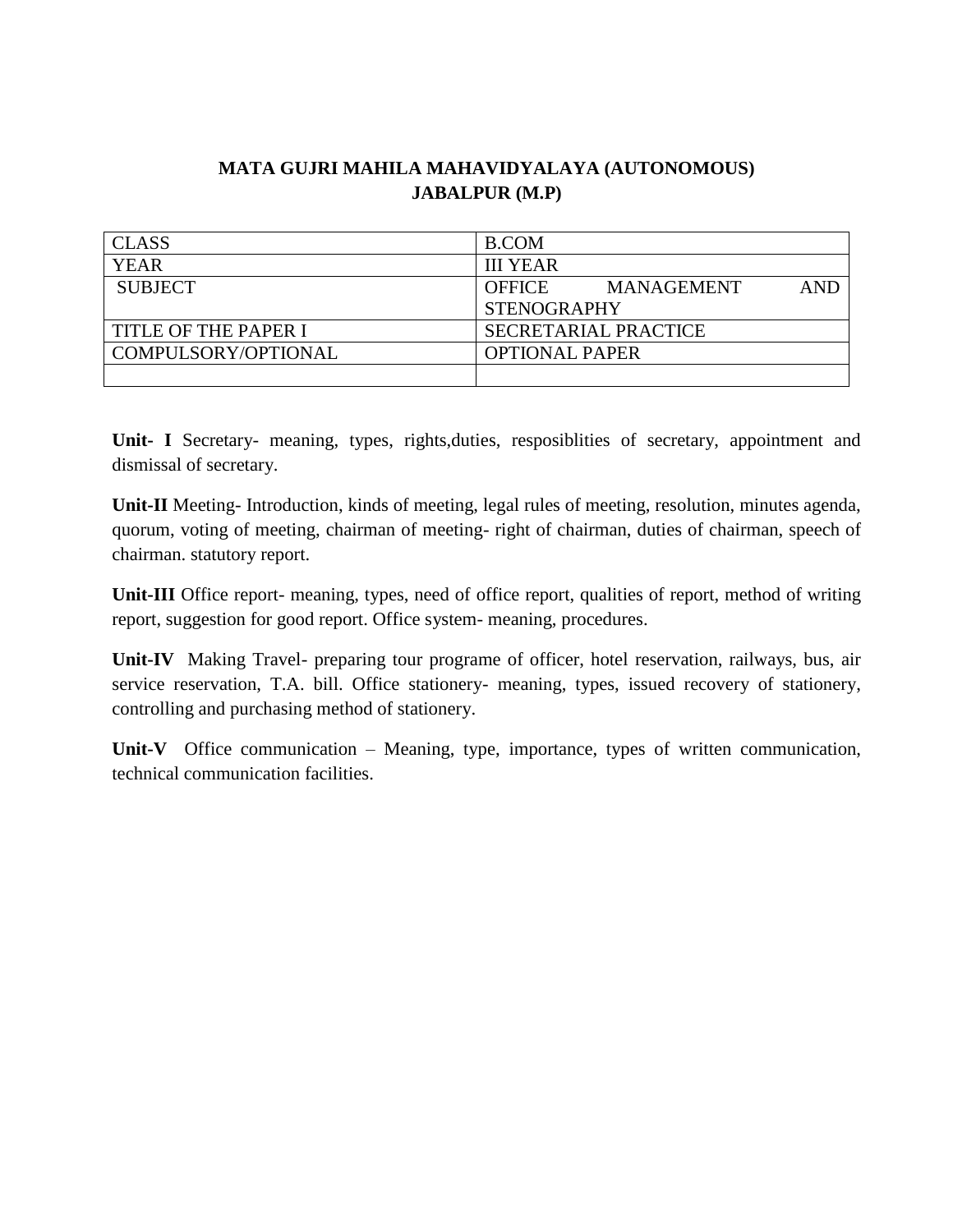**MATA GUJRI MAHILA MAHAVIDYALAYA (AUTONOMOUS)**
**JABALPUR (M.P)**

| | |
|---|---|
| CLASS | B.COM |
| YEAR | III YEAR |
| SUBJECT | OFFICE MANAGEMENT AND STENOGRAPHY |
| TITLE OF THE PAPER I | SECRETARIAL PRACTICE |
| COMPULSORY/OPTIONAL | OPTIONAL PAPER |
| | |

**Unit- I** Secretary- meaning, types, rights,duties, resposiblities of secretary, appointment and dismissal of secretary.

**Unit-II** Meeting- Introduction, kinds of meeting, legal rules of meeting, resolution, minutes agenda, quorum, voting of meeting, chairman of meeting- right of chairman, duties of chairman, speech of chairman. statutory report.

**Unit-III** Office report- meaning, types, need of office report, qualities of report, method of writing report, suggestion for good report. Office system- meaning, procedures.

**Unit-IV** Making Travel- preparing tour programe of officer, hotel reservation, railways, bus, air service reservation, T.A. bill. Office stationery- meaning, types, issued recovery of stationery, controlling and purchasing method of stationery.

**Unit-V** Office communication – Meaning, type, importance, types of written communication, technical communication facilities.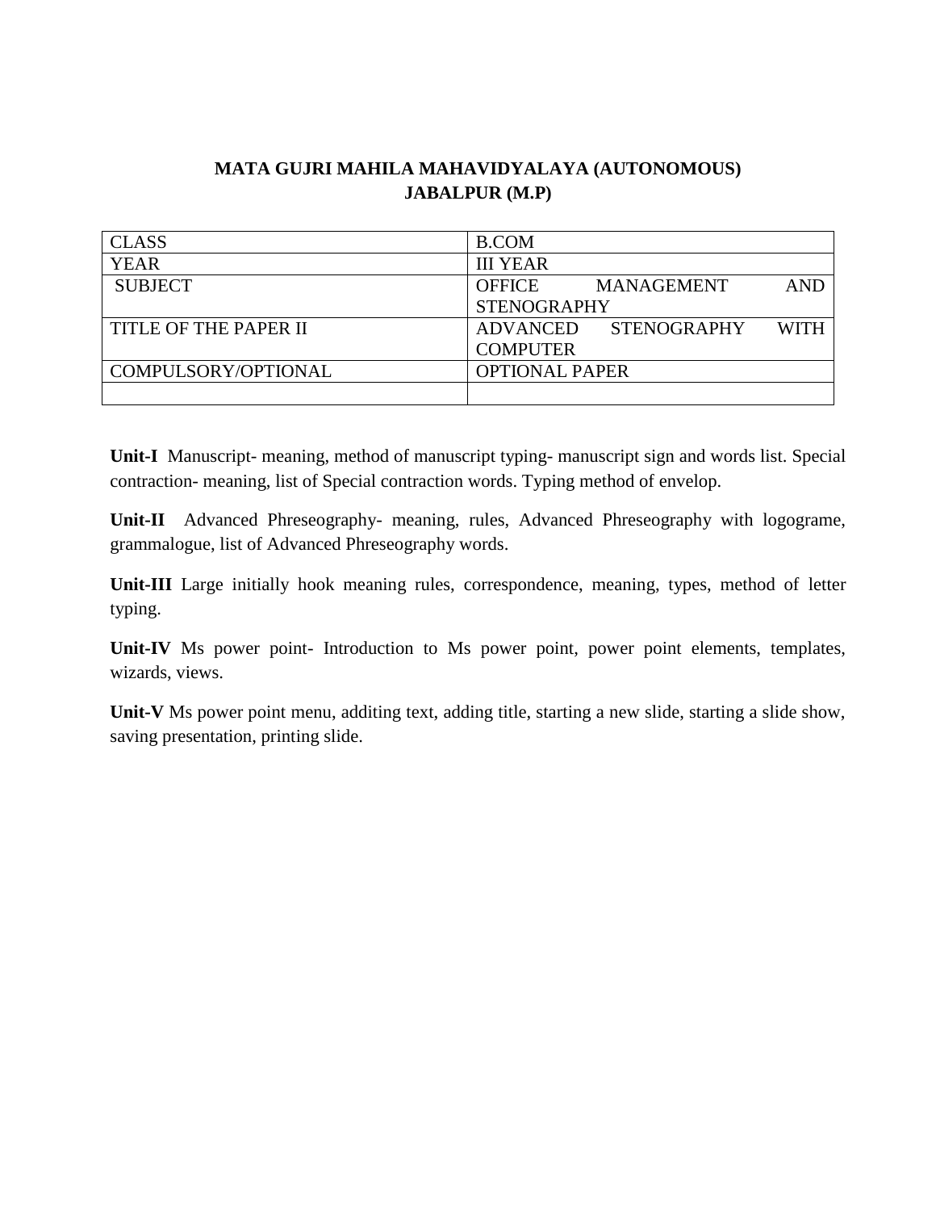**MATA GUJRI MAHILA MAHAVIDYALAYA (AUTONOMOUS)**
**JABALPUR (M.P)**

| | |
|---|---|
| CLASS | B.COM |
| YEAR | III YEAR |
| SUBJECT | OFFICE MANAGEMENT AND STENOGRAPHY |
| TITLE OF THE PAPER II | ADVANCED STENOGRAPHY WITH COMPUTER |
| COMPULSORY/OPTIONAL | OPTIONAL PAPER |
| | |

**Unit-I** Manuscript- meaning, method of manuscript typing- manuscript sign and words list. Special contraction- meaning, list of Special contraction words. Typing method of envelop.

**Unit-II** Advanced Phreseography- meaning, rules, Advanced Phreseography with logograme, grammalogue, list of Advanced Phreseography words.

**Unit-III** Large initially hook meaning rules, correspondence, meaning, types, method of letter typing.

**Unit-IV** Ms power point- Introduction to Ms power point, power point elements, templates, wizards, views.

**Unit-V** Ms power point menu, additing text, adding title, starting a new slide, starting a slide show, saving presentation, printing slide.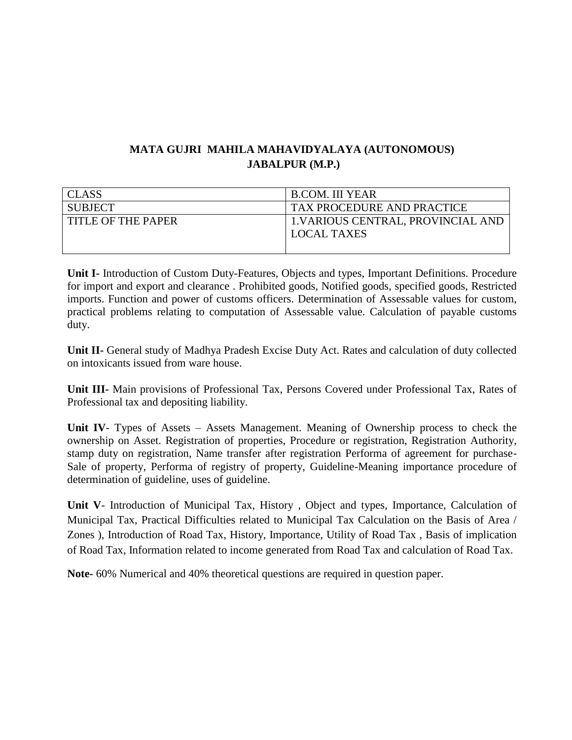## MATA GUJRI MAHILA MAHAVIDYALAYA (AUTONOMOUS)
## JABALPUR (M.P.)

| | |
|---|---|
| CLASS | B.COM. III YEAR |
| SUBJECT | TAX PROCEDURE AND PRACTICE |
| TITLE OF THE PAPER | 1.VARIOUS CENTRAL, PROVINCIAL AND LOCAL TAXES |

**Unit I-** Introduction of Custom Duty-Features, Objects and types, Important Definitions. Procedure for import and export and clearance . Prohibited goods, Notified goods, specified goods, Restricted imports. Function and power of customs officers. Determination of Assessable values for custom, practical problems relating to computation of Assessable value. Calculation of payable customs duty.

**Unit II-** General study of Madhya Pradesh Excise Duty Act. Rates and calculation of duty collected on intoxicants issued from ware house.

**Unit III-** Main provisions of Professional Tax, Persons Covered under Professional Tax, Rates of Professional tax and depositing liability.

**Unit IV**- Types of Assets – Assets Management. Meaning of Ownership process to check the ownership on Asset. Registration of properties, Procedure or registration, Registration Authority, stamp duty on registration, Name transfer after registration Performa of agreement for purchase-Sale of property, Performa of registry of property, Guideline-Meaning importance procedure of determination of guideline, uses of guideline.

**Unit V**- Introduction of Municipal Tax, History , Object and types, Importance, Calculation of Municipal Tax, Practical Difficulties related to Municipal Tax Calculation on the Basis of Area / Zones ), Introduction of Road Tax, History, Importance, Utility of Road Tax , Basis of implication of Road Tax, Information related to income generated from Road Tax and calculation of Road Tax.

**Note-** 60% Numerical and 40% theoretical questions are required in question paper.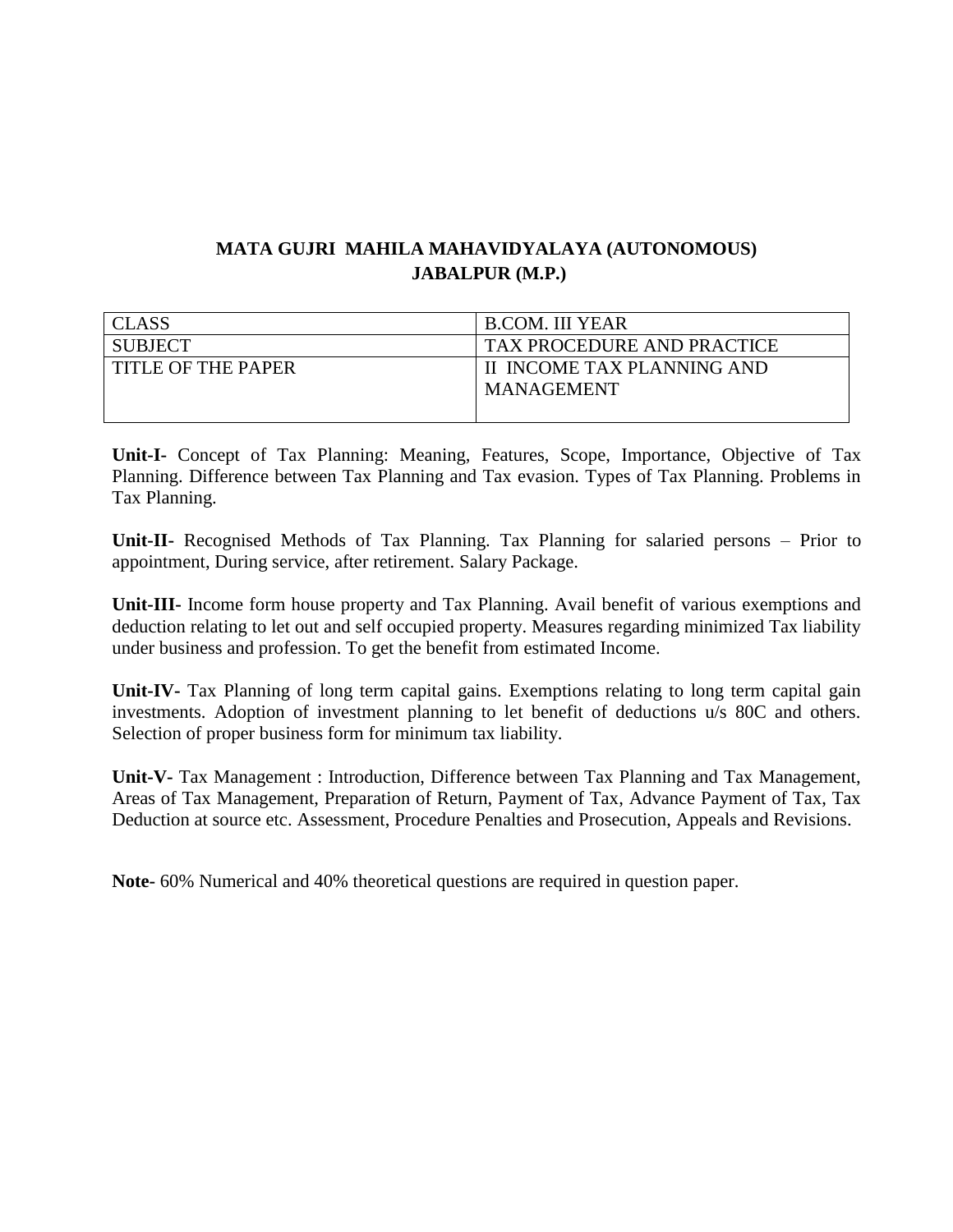## MATA GUJRI MAHILA MAHAVIDYALAYA (AUTONOMOUS)
## JABALPUR (M.P.)

| | |
|---|---|
| CLASS | B.COM. III YEAR |
| SUBJECT | TAX PROCEDURE AND PRACTICE |
| TITLE OF THE PAPER | II INCOME TAX PLANNING AND MANAGEMENT |

**Unit-I-** Concept of Tax Planning: Meaning, Features, Scope, Importance, Objective of Tax Planning. Difference between Tax Planning and Tax evasion. Types of Tax Planning. Problems in Tax Planning.

**Unit-II-** Recognised Methods of Tax Planning. Tax Planning for salaried persons – Prior to appointment, During service, after retirement. Salary Package.

**Unit-III-** Income form house property and Tax Planning. Avail benefit of various exemptions and deduction relating to let out and self occupied property. Measures regarding minimized Tax liability under business and profession. To get the benefit from estimated Income.

**Unit-IV-** Tax Planning of long term capital gains. Exemptions relating to long term capital gain investments. Adoption of investment planning to let benefit of deductions u/s 80C and others. Selection of proper business form for minimum tax liability.

**Unit-V-** Tax Management : Introduction, Difference between Tax Planning and Tax Management, Areas of Tax Management, Preparation of Return, Payment of Tax, Advance Payment of Tax, Tax Deduction at source etc. Assessment, Procedure Penalties and Prosecution, Appeals and Revisions.

**Note-** 60% Numerical and 40% theoretical questions are required in question paper.